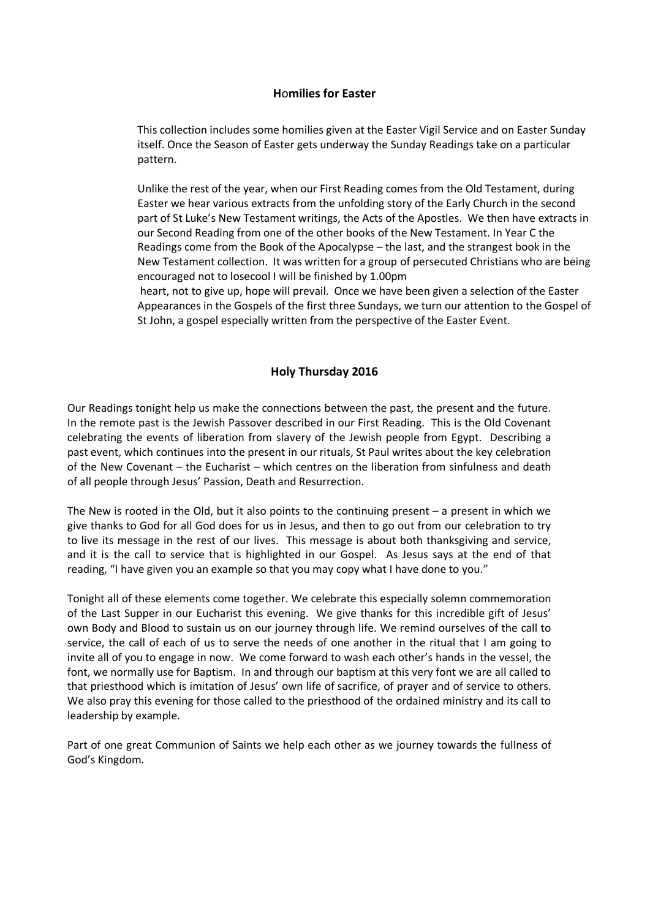## Homilies for Easter

This collection includes some homilies given at the Easter Vigil Service and on Easter Sunday itself. Once the Season of Easter gets underway the Sunday Readings take on a particular pattern.

Unlike the rest of the year, when our First Reading comes from the Old Testament, during Easter we hear various extracts from the unfolding story of the Early Church in the second part of St Luke's New Testament writings, the Acts of the Apostles. We then have extracts in our Second Reading from one of the other books of the New Testament. In Year C the Readings come from the Book of the Apocalypse – the last, and the strangest book in the New Testament collection. It was written for a group of persecuted Christians who are being encouraged not to losecool I will be finished by 1.00pm
heart, not to give up, hope will prevail. Once we have been given a selection of the Easter Appearances in the Gospels of the first three Sundays, we turn our attention to the Gospel of St John, a gospel especially written from the perspective of the Easter Event.

## Holy Thursday 2016

Our Readings tonight help us make the connections between the past, the present and the future. In the remote past is the Jewish Passover described in our First Reading. This is the Old Covenant celebrating the events of liberation from slavery of the Jewish people from Egypt. Describing a past event, which continues into the present in our rituals, St Paul writes about the key celebration of the New Covenant – the Eucharist – which centres on the liberation from sinfulness and death of all people through Jesus' Passion, Death and Resurrection.

The New is rooted in the Old, but it also points to the continuing present – a present in which we give thanks to God for all God does for us in Jesus, and then to go out from our celebration to try to live its message in the rest of our lives. This message is about both thanksgiving and service, and it is the call to service that is highlighted in our Gospel. As Jesus says at the end of that reading, "I have given you an example so that you may copy what I have done to you."

Tonight all of these elements come together. We celebrate this especially solemn commemoration of the Last Supper in our Eucharist this evening. We give thanks for this incredible gift of Jesus' own Body and Blood to sustain us on our journey through life. We remind ourselves of the call to service, the call of each of us to serve the needs of one another in the ritual that I am going to invite all of you to engage in now. We come forward to wash each other's hands in the vessel, the font, we normally use for Baptism. In and through our baptism at this very font we are all called to that priesthood which is imitation of Jesus' own life of sacrifice, of prayer and of service to others. We also pray this evening for those called to the priesthood of the ordained ministry and its call to leadership by example.

Part of one great Communion of Saints we help each other as we journey towards the fullness of God's Kingdom.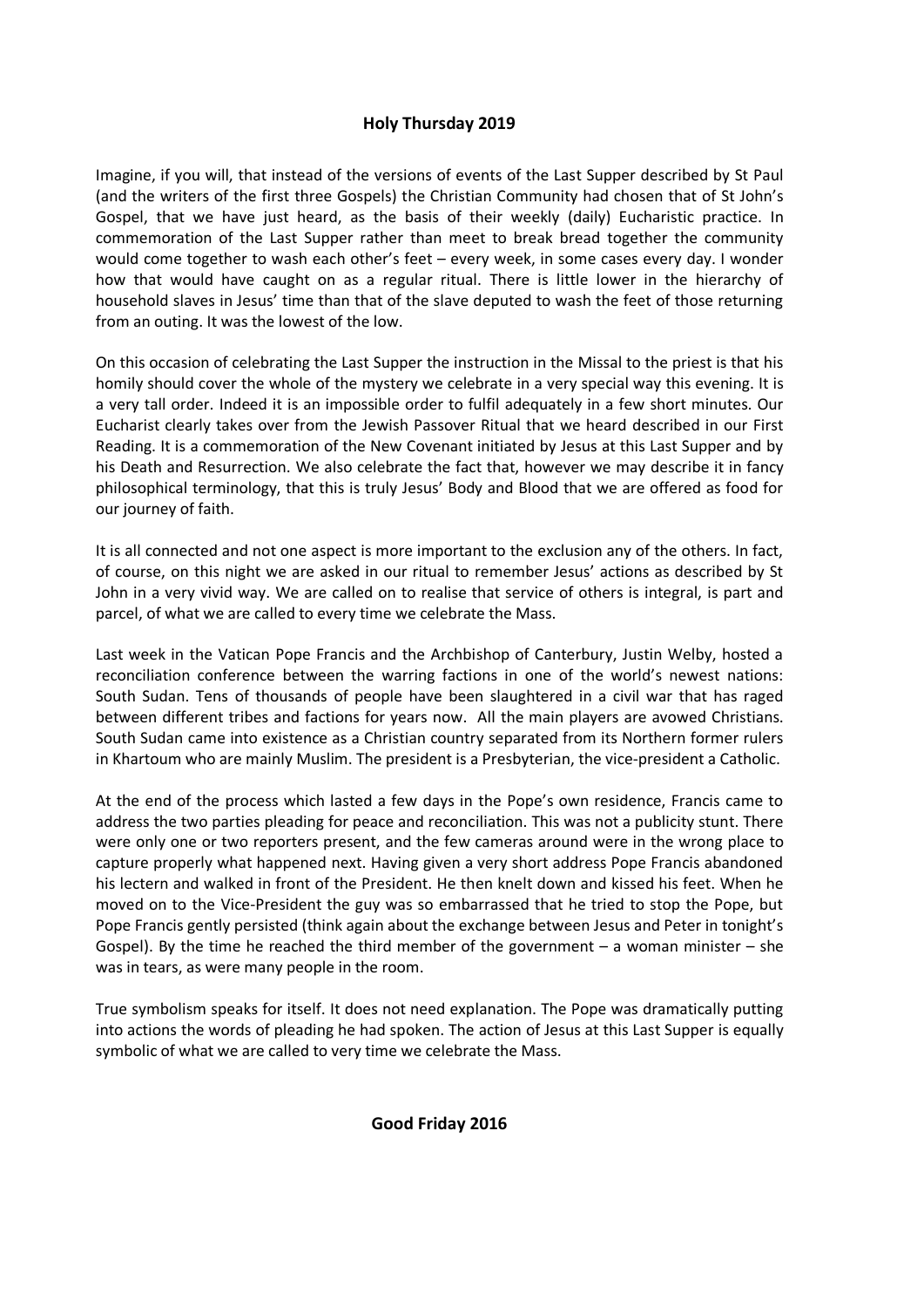## Holy Thursday 2019

Imagine, if you will, that instead of the versions of events of the Last Supper described by St Paul (and the writers of the first three Gospels) the Christian Community had chosen that of St John's Gospel, that we have just heard, as the basis of their weekly (daily) Eucharistic practice. In commemoration of the Last Supper rather than meet to break bread together the community would come together to wash each other's feet – every week, in some cases every day. I wonder how that would have caught on as a regular ritual. There is little lower in the hierarchy of household slaves in Jesus' time than that of the slave deputed to wash the feet of those returning from an outing. It was the lowest of the low.

On this occasion of celebrating the Last Supper the instruction in the Missal to the priest is that his homily should cover the whole of the mystery we celebrate in a very special way this evening. It is a very tall order. Indeed it is an impossible order to fulfil adequately in a few short minutes. Our Eucharist clearly takes over from the Jewish Passover Ritual that we heard described in our First Reading. It is a commemoration of the New Covenant initiated by Jesus at this Last Supper and by his Death and Resurrection. We also celebrate the fact that, however we may describe it in fancy philosophical terminology, that this is truly Jesus' Body and Blood that we are offered as food for our journey of faith.

It is all connected and not one aspect is more important to the exclusion any of the others. In fact, of course, on this night we are asked in our ritual to remember Jesus' actions as described by St John in a very vivid way. We are called on to realise that service of others is integral, is part and parcel, of what we are called to every time we celebrate the Mass.

Last week in the Vatican Pope Francis and the Archbishop of Canterbury, Justin Welby, hosted a reconciliation conference between the warring factions in one of the world's newest nations: South Sudan. Tens of thousands of people have been slaughtered in a civil war that has raged between different tribes and factions for years now. All the main players are avowed Christians. South Sudan came into existence as a Christian country separated from its Northern former rulers in Khartoum who are mainly Muslim. The president is a Presbyterian, the vice-president a Catholic.

At the end of the process which lasted a few days in the Pope's own residence, Francis came to address the two parties pleading for peace and reconciliation. This was not a publicity stunt. There were only one or two reporters present, and the few cameras around were in the wrong place to capture properly what happened next. Having given a very short address Pope Francis abandoned his lectern and walked in front of the President. He then knelt down and kissed his feet. When he moved on to the Vice-President the guy was so embarrassed that he tried to stop the Pope, but Pope Francis gently persisted (think again about the exchange between Jesus and Peter in tonight's Gospel). By the time he reached the third member of the government – a woman minister – she was in tears, as were many people in the room.

True symbolism speaks for itself. It does not need explanation. The Pope was dramatically putting into actions the words of pleading he had spoken. The action of Jesus at this Last Supper is equally symbolic of what we are called to very time we celebrate the Mass.

## Good Friday 2016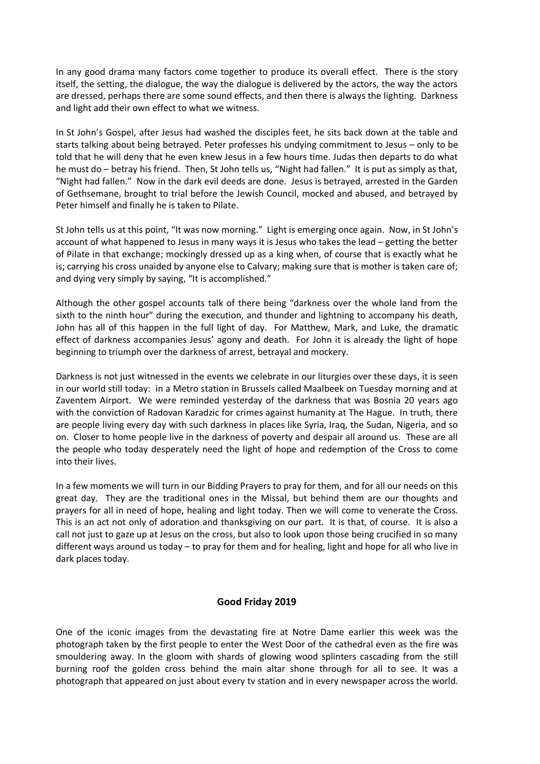In any good drama many factors come together to produce its overall effect. There is the story itself, the setting, the dialogue, the way the dialogue is delivered by the actors, the way the actors are dressed, perhaps there are some sound effects, and then there is always the lighting. Darkness and light add their own effect to what we witness.

In St John's Gospel, after Jesus had washed the disciples feet, he sits back down at the table and starts talking about being betrayed. Peter professes his undying commitment to Jesus – only to be told that he will deny that he even knew Jesus in a few hours time. Judas then departs to do what he must do – betray his friend. Then, St John tells us, "Night had fallen." It is put as simply as that, "Night had fallen." Now in the dark evil deeds are done. Jesus is betrayed, arrested in the Garden of Gethsemane, brought to trial before the Jewish Council, mocked and abused, and betrayed by Peter himself and finally he is taken to Pilate.

St John tells us at this point, "It was now morning." Light is emerging once again. Now, in St John's account of what happened to Jesus in many ways it is Jesus who takes the lead – getting the better of Pilate in that exchange; mockingly dressed up as a king when, of course that is exactly what he is; carrying his cross unaided by anyone else to Calvary; making sure that is mother is taken care of; and dying very simply by saying, "It is accomplished."

Although the other gospel accounts talk of there being "darkness over the whole land from the sixth to the ninth hour" during the execution, and thunder and lightning to accompany his death, John has all of this happen in the full light of day. For Matthew, Mark, and Luke, the dramatic effect of darkness accompanies Jesus' agony and death. For John it is already the light of hope beginning to triumph over the darkness of arrest, betrayal and mockery.

Darkness is not just witnessed in the events we celebrate in our liturgies over these days, it is seen in our world still today: in a Metro station in Brussels called Maalbeek on Tuesday morning and at Zaventem Airport. We were reminded yesterday of the darkness that was Bosnia 20 years ago with the conviction of Radovan Karadzic for crimes against humanity at The Hague. In truth, there are people living every day with such darkness in places like Syria, Iraq, the Sudan, Nigeria, and so on. Closer to home people live in the darkness of poverty and despair all around us. These are all the people who today desperately need the light of hope and redemption of the Cross to come into their lives.

In a few moments we will turn in our Bidding Prayers to pray for them, and for all our needs on this great day. They are the traditional ones in the Missal, but behind them are our thoughts and prayers for all in need of hope, healing and light today. Then we will come to venerate the Cross. This is an act not only of adoration and thanksgiving on our part. It is that, of course. It is also a call not just to gaze up at Jesus on the cross, but also to look upon those being crucified in so many different ways around us today – to pray for them and for healing, light and hope for all who live in dark places today.

## Good Friday 2019

One of the iconic images from the devastating fire at Notre Dame earlier this week was the photograph taken by the first people to enter the West Door of the cathedral even as the fire was smouldering away. In the gloom with shards of glowing wood splinters cascading from the still burning roof the golden cross behind the main altar shone through for all to see. It was a photograph that appeared on just about every tv station and in every newspaper across the world.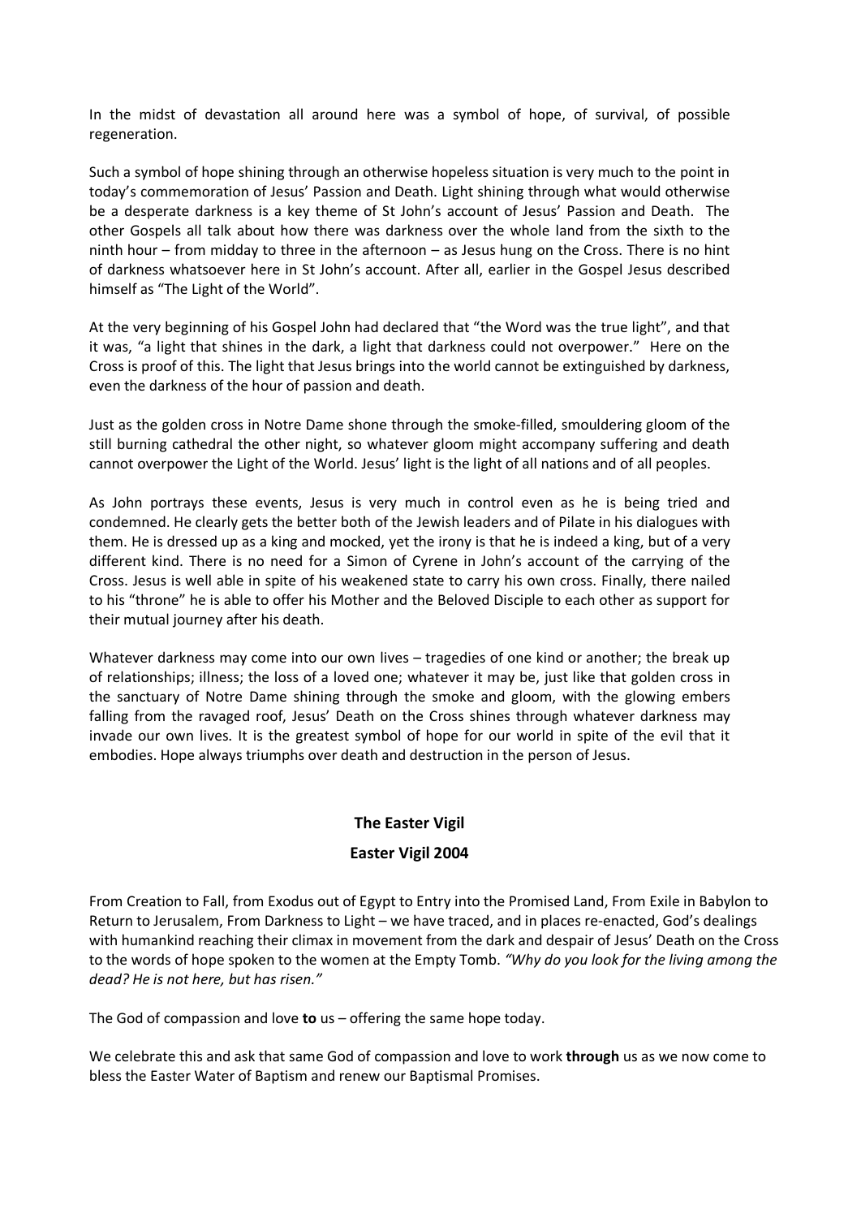In the midst of devastation all around here was a symbol of hope, of survival, of possible regeneration.

Such a symbol of hope shining through an otherwise hopeless situation is very much to the point in today's commemoration of Jesus' Passion and Death. Light shining through what would otherwise be a desperate darkness is a key theme of St John's account of Jesus' Passion and Death. The other Gospels all talk about how there was darkness over the whole land from the sixth to the ninth hour – from midday to three in the afternoon – as Jesus hung on the Cross. There is no hint of darkness whatsoever here in St John's account. After all, earlier in the Gospel Jesus described himself as "The Light of the World".

At the very beginning of his Gospel John had declared that "the Word was the true light", and that it was, "a light that shines in the dark, a light that darkness could not overpower." Here on the Cross is proof of this. The light that Jesus brings into the world cannot be extinguished by darkness, even the darkness of the hour of passion and death.

Just as the golden cross in Notre Dame shone through the smoke-filled, smouldering gloom of the still burning cathedral the other night, so whatever gloom might accompany suffering and death cannot overpower the Light of the World. Jesus' light is the light of all nations and of all peoples.

As John portrays these events, Jesus is very much in control even as he is being tried and condemned. He clearly gets the better both of the Jewish leaders and of Pilate in his dialogues with them. He is dressed up as a king and mocked, yet the irony is that he is indeed a king, but of a very different kind. There is no need for a Simon of Cyrene in John's account of the carrying of the Cross. Jesus is well able in spite of his weakened state to carry his own cross. Finally, there nailed to his "throne" he is able to offer his Mother and the Beloved Disciple to each other as support for their mutual journey after his death.

Whatever darkness may come into our own lives – tragedies of one kind or another; the break up of relationships; illness; the loss of a loved one; whatever it may be, just like that golden cross in the sanctuary of Notre Dame shining through the smoke and gloom, with the glowing embers falling from the ravaged roof, Jesus' Death on the Cross shines through whatever darkness may invade our own lives. It is the greatest symbol of hope for our world in spite of the evil that it embodies. Hope always triumphs over death and destruction in the person of Jesus.

## The Easter Vigil

### Easter Vigil 2004

From Creation to Fall, from Exodus out of Egypt to Entry into the Promised Land, From Exile in Babylon to Return to Jerusalem, From Darkness to Light – we have traced, and in places re-enacted, God's dealings with humankind reaching their climax in movement from the dark and despair of Jesus' Death on the Cross to the words of hope spoken to the women at the Empty Tomb. *"Why do you look for the living among the dead? He is not here, but has risen."*

The God of compassion and love **to** us – offering the same hope today.

We celebrate this and ask that same God of compassion and love to work **through** us as we now come to bless the Easter Water of Baptism and renew our Baptismal Promises.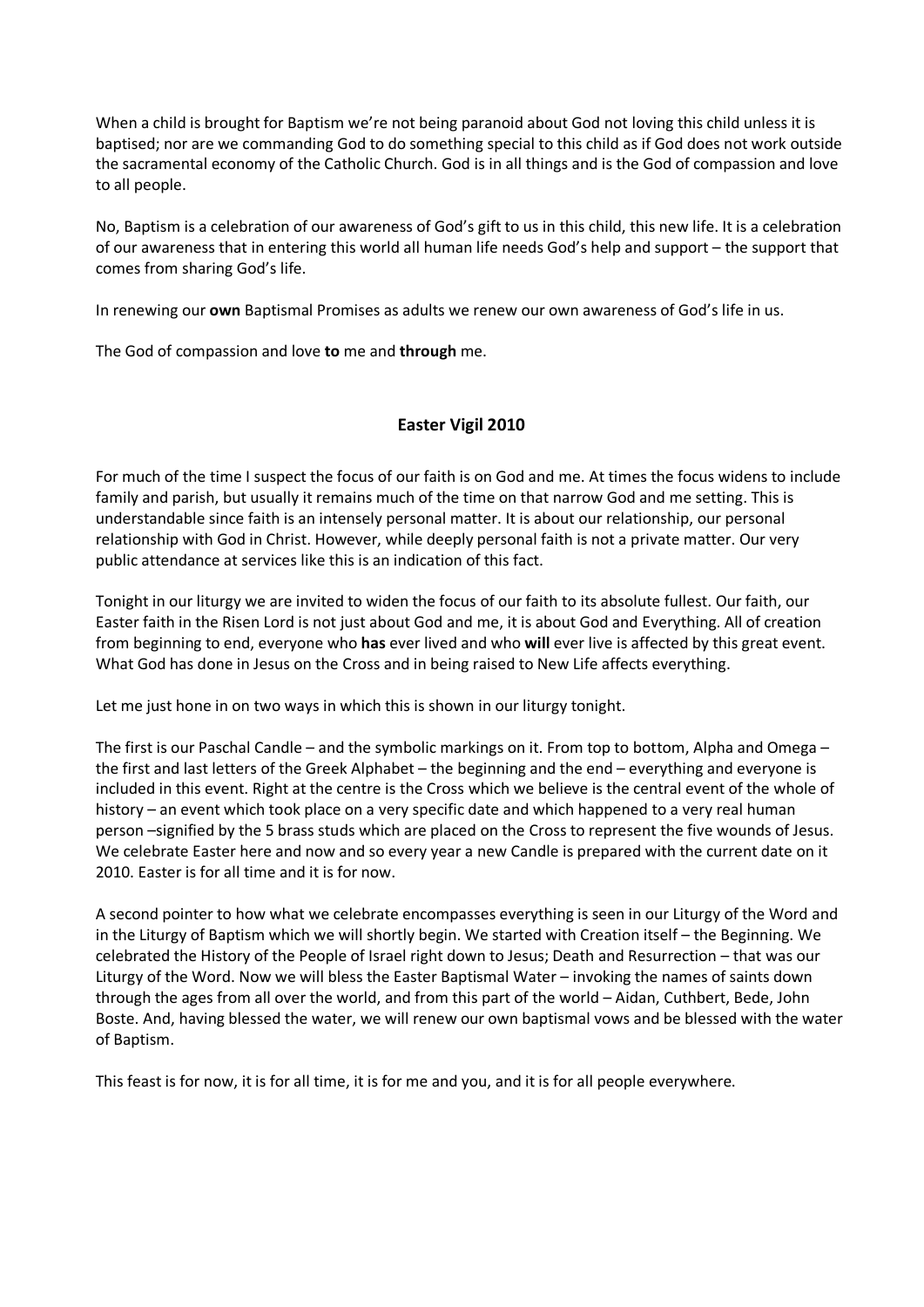When a child is brought for Baptism we're not being paranoid about God not loving this child unless it is baptised; nor are we commanding God to do something special to this child as if God does not work outside the sacramental economy of the Catholic Church. God is in all things and is the God of compassion and love to all people.

No, Baptism is a celebration of our awareness of God's gift to us in this child, this new life. It is a celebration of our awareness that in entering this world all human life needs God's help and support – the support that comes from sharing God's life.

In renewing our **own** Baptismal Promises as adults we renew our own awareness of God's life in us.

The God of compassion and love **to** me and **through** me.

## Easter Vigil 2010

For much of the time I suspect the focus of our faith is on God and me. At times the focus widens to include family and parish, but usually it remains much of the time on that narrow God and me setting. This is understandable since faith is an intensely personal matter. It is about our relationship, our personal relationship with God in Christ. However, while deeply personal faith is not a private matter. Our very public attendance at services like this is an indication of this fact.

Tonight in our liturgy we are invited to widen the focus of our faith to its absolute fullest. Our faith, our Easter faith in the Risen Lord is not just about God and me, it is about God and Everything. All of creation from beginning to end, everyone who **has** ever lived and who **will** ever live is affected by this great event. What God has done in Jesus on the Cross and in being raised to New Life affects everything.

Let me just hone in on two ways in which this is shown in our liturgy tonight.

The first is our Paschal Candle – and the symbolic markings on it. From top to bottom, Alpha and Omega – the first and last letters of the Greek Alphabet – the beginning and the end – everything and everyone is included in this event. Right at the centre is the Cross which we believe is the central event of the whole of history – an event which took place on a very specific date and which happened to a very real human person –signified by the 5 brass studs which are placed on the Cross to represent the five wounds of Jesus. We celebrate Easter here and now and so every year a new Candle is prepared with the current date on it 2010. Easter is for all time and it is for now.

A second pointer to how what we celebrate encompasses everything is seen in our Liturgy of the Word and in the Liturgy of Baptism which we will shortly begin. We started with Creation itself – the Beginning. We celebrated the History of the People of Israel right down to Jesus; Death and Resurrection – that was our Liturgy of the Word. Now we will bless the Easter Baptismal Water – invoking the names of saints down through the ages from all over the world, and from this part of the world – Aidan, Cuthbert, Bede, John Boste. And, having blessed the water, we will renew our own baptismal vows and be blessed with the water of Baptism.

This feast is for now, it is for all time, it is for me and you, and it is for all people everywhere.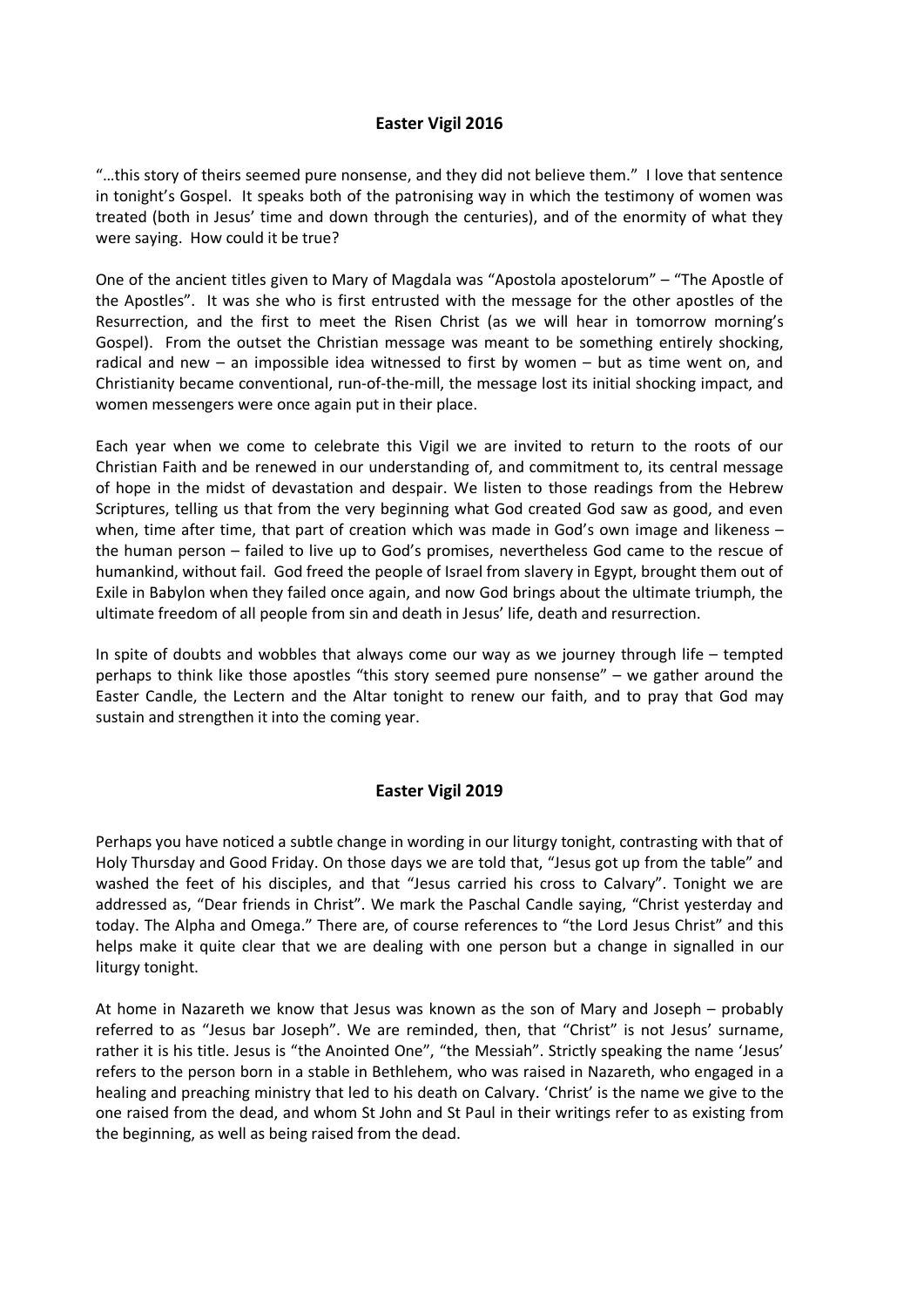## Easter Vigil 2016

"…this story of theirs seemed pure nonsense, and they did not believe them." I love that sentence in tonight's Gospel. It speaks both of the patronising way in which the testimony of women was treated (both in Jesus' time and down through the centuries), and of the enormity of what they were saying. How could it be true?

One of the ancient titles given to Mary of Magdala was "Apostola apostelorum" – "The Apostle of the Apostles". It was she who is first entrusted with the message for the other apostles of the Resurrection, and the first to meet the Risen Christ (as we will hear in tomorrow morning's Gospel). From the outset the Christian message was meant to be something entirely shocking, radical and new – an impossible idea witnessed to first by women – but as time went on, and Christianity became conventional, run-of-the-mill, the message lost its initial shocking impact, and women messengers were once again put in their place.

Each year when we come to celebrate this Vigil we are invited to return to the roots of our Christian Faith and be renewed in our understanding of, and commitment to, its central message of hope in the midst of devastation and despair. We listen to those readings from the Hebrew Scriptures, telling us that from the very beginning what God created God saw as good, and even when, time after time, that part of creation which was made in God's own image and likeness – the human person – failed to live up to God's promises, nevertheless God came to the rescue of humankind, without fail. God freed the people of Israel from slavery in Egypt, brought them out of Exile in Babylon when they failed once again, and now God brings about the ultimate triumph, the ultimate freedom of all people from sin and death in Jesus' life, death and resurrection.

In spite of doubts and wobbles that always come our way as we journey through life – tempted perhaps to think like those apostles "this story seemed pure nonsense" – we gather around the Easter Candle, the Lectern and the Altar tonight to renew our faith, and to pray that God may sustain and strengthen it into the coming year.

## Easter Vigil 2019

Perhaps you have noticed a subtle change in wording in our liturgy tonight, contrasting with that of Holy Thursday and Good Friday. On those days we are told that, "Jesus got up from the table" and washed the feet of his disciples, and that "Jesus carried his cross to Calvary". Tonight we are addressed as, "Dear friends in Christ". We mark the Paschal Candle saying, "Christ yesterday and today. The Alpha and Omega." There are, of course references to "the Lord Jesus Christ" and this helps make it quite clear that we are dealing with one person but a change in signalled in our liturgy tonight.

At home in Nazareth we know that Jesus was known as the son of Mary and Joseph – probably referred to as "Jesus bar Joseph". We are reminded, then, that "Christ" is not Jesus' surname, rather it is his title. Jesus is "the Anointed One", "the Messiah". Strictly speaking the name 'Jesus' refers to the person born in a stable in Bethlehem, who was raised in Nazareth, who engaged in a healing and preaching ministry that led to his death on Calvary. 'Christ' is the name we give to the one raised from the dead, and whom St John and St Paul in their writings refer to as existing from the beginning, as well as being raised from the dead.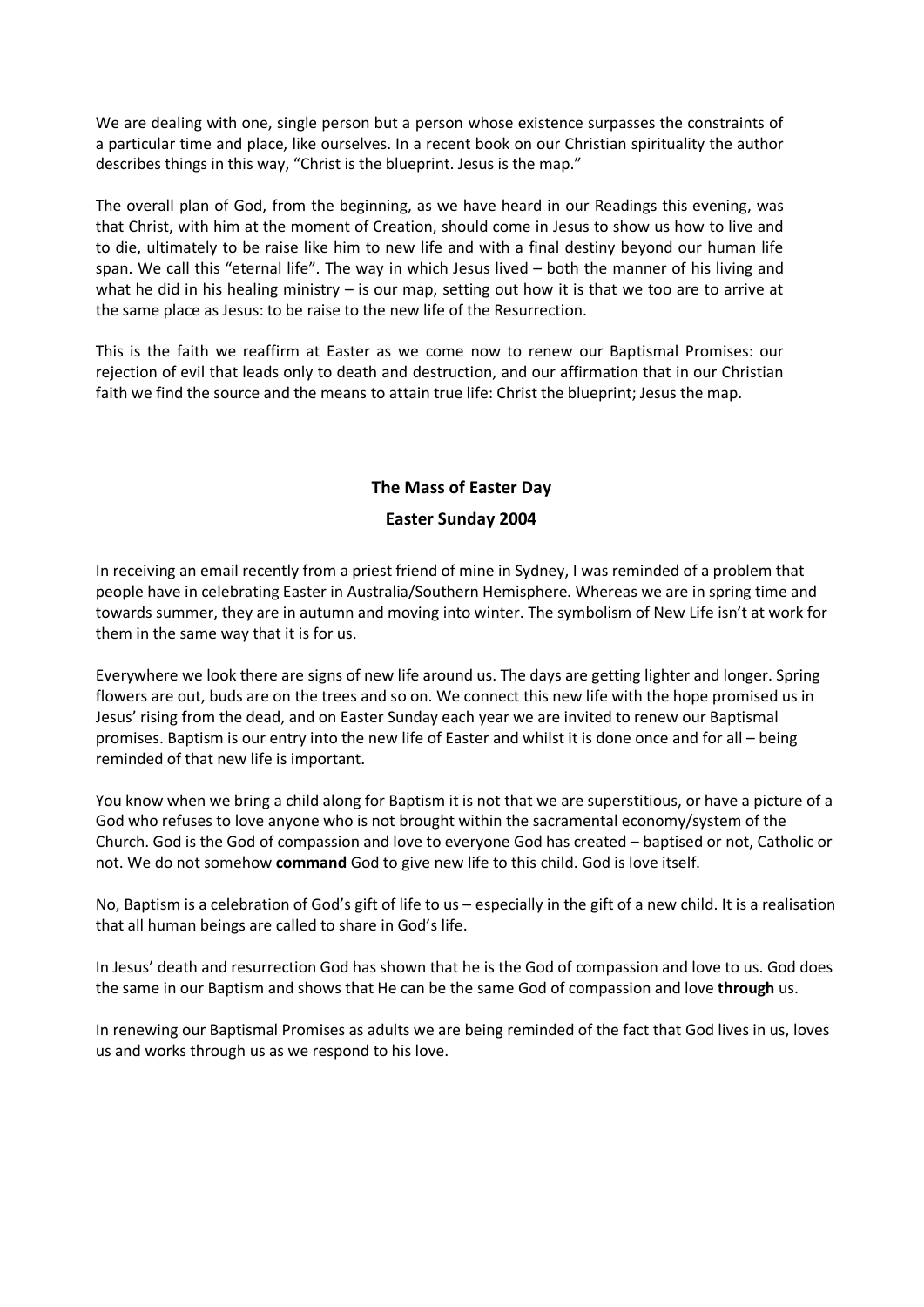We are dealing with one, single person but a person whose existence surpasses the constraints of a particular time and place, like ourselves. In a recent book on our Christian spirituality the author describes things in this way, "Christ is the blueprint. Jesus is the map."

The overall plan of God, from the beginning, as we have heard in our Readings this evening, was that Christ, with him at the moment of Creation, should come in Jesus to show us how to live and to die, ultimately to be raise like him to new life and with a final destiny beyond our human life span. We call this "eternal life". The way in which Jesus lived – both the manner of his living and what he did in his healing ministry – is our map, setting out how it is that we too are to arrive at the same place as Jesus: to be raise to the new life of the Resurrection.

This is the faith we reaffirm at Easter as we come now to renew our Baptismal Promises: our rejection of evil that leads only to death and destruction, and our affirmation that in our Christian faith we find the source and the means to attain true life: Christ the blueprint; Jesus the map.

## The Mass of Easter Day

### Easter Sunday 2004

In receiving an email recently from a priest friend of mine in Sydney, I was reminded of a problem that people have in celebrating Easter in Australia/Southern Hemisphere. Whereas we are in spring time and towards summer, they are in autumn and moving into winter. The symbolism of New Life isn't at work for them in the same way that it is for us.

Everywhere we look there are signs of new life around us. The days are getting lighter and longer. Spring flowers are out, buds are on the trees and so on. We connect this new life with the hope promised us in Jesus' rising from the dead, and on Easter Sunday each year we are invited to renew our Baptismal promises. Baptism is our entry into the new life of Easter and whilst it is done once and for all – being reminded of that new life is important.

You know when we bring a child along for Baptism it is not that we are superstitious, or have a picture of a God who refuses to love anyone who is not brought within the sacramental economy/system of the Church. God is the God of compassion and love to everyone God has created – baptised or not, Catholic or not. We do not somehow **command** God to give new life to this child. God is love itself.

No, Baptism is a celebration of God's gift of life to us – especially in the gift of a new child. It is a realisation that all human beings are called to share in God's life.

In Jesus' death and resurrection God has shown that he is the God of compassion and love to us. God does the same in our Baptism and shows that He can be the same God of compassion and love **through** us.

In renewing our Baptismal Promises as adults we are being reminded of the fact that God lives in us, loves us and works through us as we respond to his love.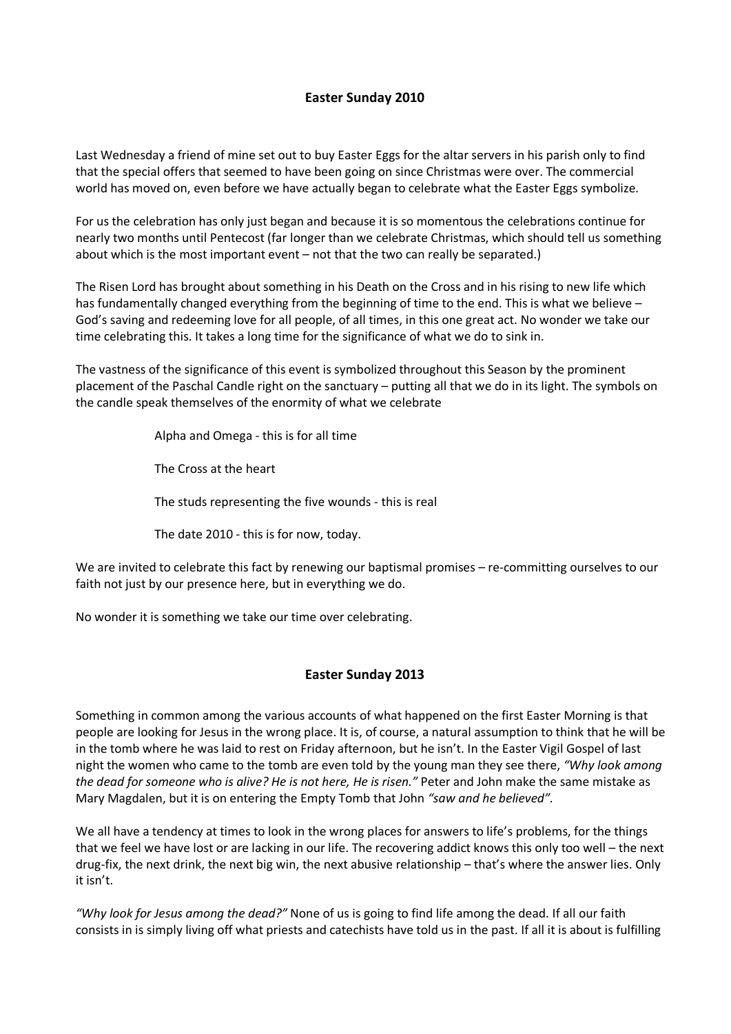## Easter Sunday 2010

Last Wednesday a friend of mine set out to buy Easter Eggs for the altar servers in his parish only to find that the special offers that seemed to have been going on since Christmas were over. The commercial world has moved on, even before we have actually began to celebrate what the Easter Eggs symbolize.

For us the celebration has only just began and because it is so momentous the celebrations continue for nearly two months until Pentecost (far longer than we celebrate Christmas, which should tell us something about which is the most important event – not that the two can really be separated.)

The Risen Lord has brought about something in his Death on the Cross and in his rising to new life which has fundamentally changed everything from the beginning of time to the end. This is what we believe – God's saving and redeeming love for all people, of all times, in this one great act. No wonder we take our time celebrating this. It takes a long time for the significance of what we do to sink in.

The vastness of the significance of this event is symbolized throughout this Season by the prominent placement of the Paschal Candle right on the sanctuary – putting all that we do in its light. The symbols on the candle speak themselves of the enormity of what we celebrate

Alpha and Omega - this is for all time

The Cross at the heart

The studs representing the five wounds - this is real

The date 2010 - this is for now, today.

We are invited to celebrate this fact by renewing our baptismal promises – re-committing ourselves to our faith not just by our presence here, but in everything we do.

No wonder it is something we take our time over celebrating.

## Easter Sunday 2013

Something in common among the various accounts of what happened on the first Easter Morning is that people are looking for Jesus in the wrong place. It is, of course, a natural assumption to think that he will be in the tomb where he was laid to rest on Friday afternoon, but he isn't. In the Easter Vigil Gospel of last night the women who came to the tomb are even told by the young man they see there, *"Why look among the dead for someone who is alive? He is not here, He is risen."* Peter and John make the same mistake as Mary Magdalen, but it is on entering the Empty Tomb that John *"saw and he believed".*

We all have a tendency at times to look in the wrong places for answers to life's problems, for the things that we feel we have lost or are lacking in our life. The recovering addict knows this only too well – the next drug-fix, the next drink, the next big win, the next abusive relationship – that's where the answer lies. Only it isn't.

*"Why look for Jesus among the dead?"* None of us is going to find life among the dead. If all our faith consists in is simply living off what priests and catechists have told us in the past. If all it is about is fulfilling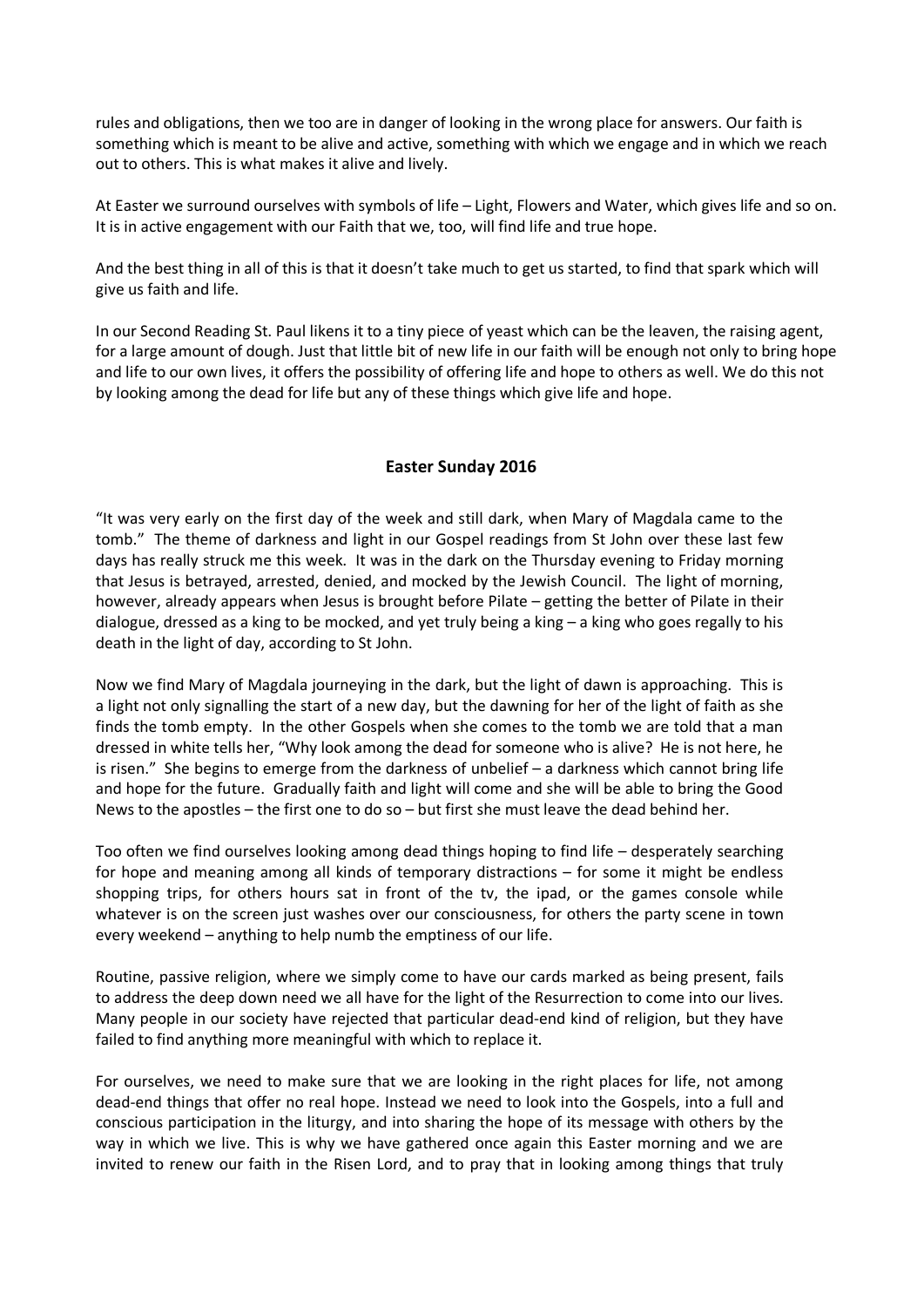rules and obligations, then we too are in danger of looking in the wrong place for answers. Our faith is something which is meant to be alive and active, something with which we engage and in which we reach out to others. This is what makes it alive and lively.

At Easter we surround ourselves with symbols of life – Light, Flowers and Water, which gives life and so on. It is in active engagement with our Faith that we, too, will find life and true hope.

And the best thing in all of this is that it doesn't take much to get us started, to find that spark which will give us faith and life.

In our Second Reading St. Paul likens it to a tiny piece of yeast which can be the leaven, the raising agent, for a large amount of dough. Just that little bit of new life in our faith will be enough not only to bring hope and life to our own lives, it offers the possibility of offering life and hope to others as well. We do this not by looking among the dead for life but any of these things which give life and hope.

## Easter Sunday 2016

"It was very early on the first day of the week and still dark, when Mary of Magdala came to the tomb." The theme of darkness and light in our Gospel readings from St John over these last few days has really struck me this week. It was in the dark on the Thursday evening to Friday morning that Jesus is betrayed, arrested, denied, and mocked by the Jewish Council. The light of morning, however, already appears when Jesus is brought before Pilate – getting the better of Pilate in their dialogue, dressed as a king to be mocked, and yet truly being a king – a king who goes regally to his death in the light of day, according to St John.

Now we find Mary of Magdala journeying in the dark, but the light of dawn is approaching. This is a light not only signalling the start of a new day, but the dawning for her of the light of faith as she finds the tomb empty. In the other Gospels when she comes to the tomb we are told that a man dressed in white tells her, "Why look among the dead for someone who is alive? He is not here, he is risen." She begins to emerge from the darkness of unbelief – a darkness which cannot bring life and hope for the future. Gradually faith and light will come and she will be able to bring the Good News to the apostles – the first one to do so – but first she must leave the dead behind her.

Too often we find ourselves looking among dead things hoping to find life – desperately searching for hope and meaning among all kinds of temporary distractions – for some it might be endless shopping trips, for others hours sat in front of the tv, the ipad, or the games console while whatever is on the screen just washes over our consciousness, for others the party scene in town every weekend – anything to help numb the emptiness of our life.

Routine, passive religion, where we simply come to have our cards marked as being present, fails to address the deep down need we all have for the light of the Resurrection to come into our lives. Many people in our society have rejected that particular dead-end kind of religion, but they have failed to find anything more meaningful with which to replace it.

For ourselves, we need to make sure that we are looking in the right places for life, not among dead-end things that offer no real hope. Instead we need to look into the Gospels, into a full and conscious participation in the liturgy, and into sharing the hope of its message with others by the way in which we live. This is why we have gathered once again this Easter morning and we are invited to renew our faith in the Risen Lord, and to pray that in looking among things that truly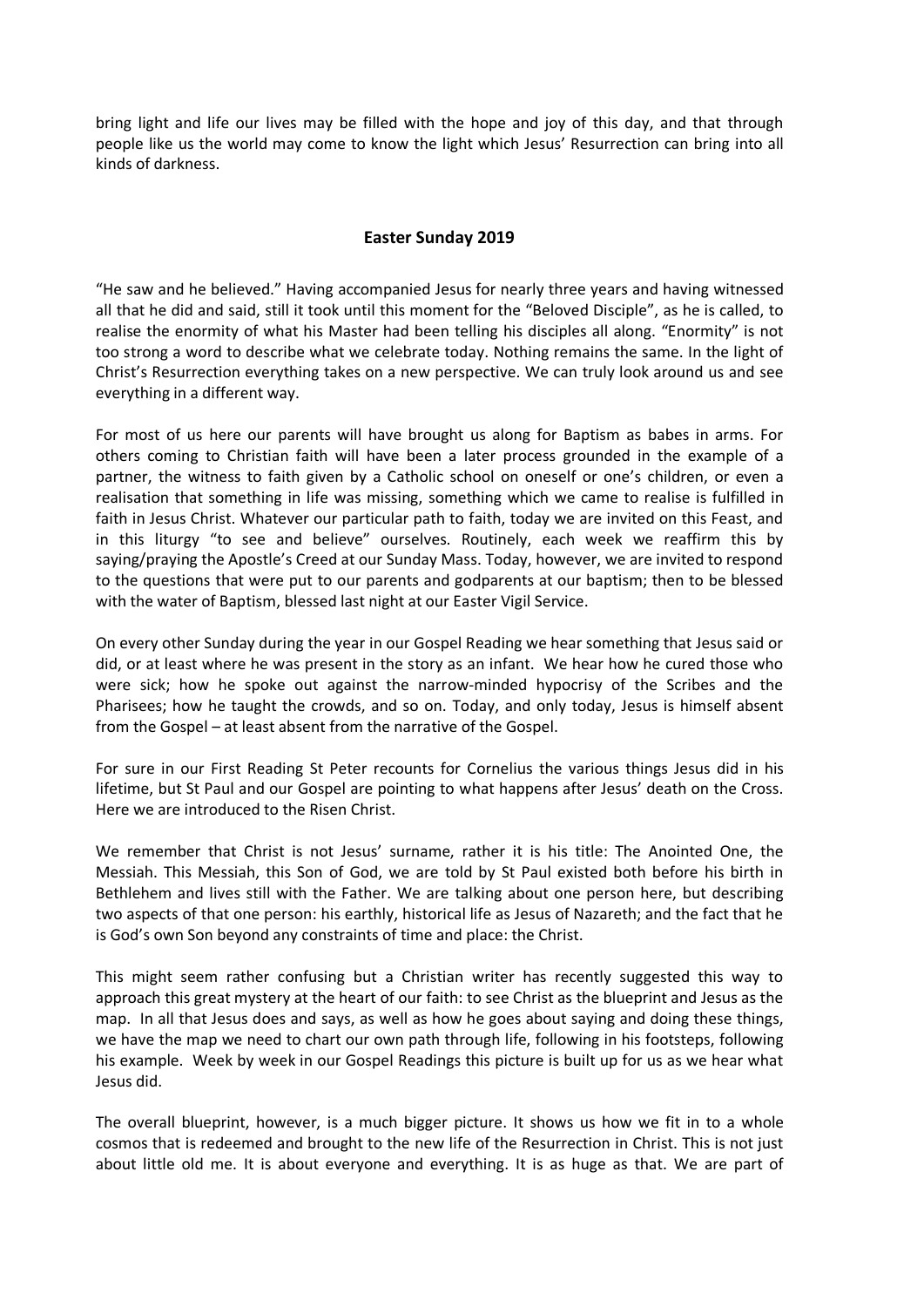bring light and life our lives may be filled with the hope and joy of this day, and that through people like us the world may come to know the light which Jesus' Resurrection can bring into all kinds of darkness.

## Easter Sunday 2019

"He saw and he believed." Having accompanied Jesus for nearly three years and having witnessed all that he did and said, still it took until this moment for the "Beloved Disciple", as he is called, to realise the enormity of what his Master had been telling his disciples all along. "Enormity" is not too strong a word to describe what we celebrate today. Nothing remains the same. In the light of Christ's Resurrection everything takes on a new perspective. We can truly look around us and see everything in a different way.

For most of us here our parents will have brought us along for Baptism as babes in arms. For others coming to Christian faith will have been a later process grounded in the example of a partner, the witness to faith given by a Catholic school on oneself or one's children, or even a realisation that something in life was missing, something which we came to realise is fulfilled in faith in Jesus Christ. Whatever our particular path to faith, today we are invited on this Feast, and in this liturgy "to see and believe" ourselves. Routinely, each week we reaffirm this by saying/praying the Apostle's Creed at our Sunday Mass. Today, however, we are invited to respond to the questions that were put to our parents and godparents at our baptism; then to be blessed with the water of Baptism, blessed last night at our Easter Vigil Service.

On every other Sunday during the year in our Gospel Reading we hear something that Jesus said or did, or at least where he was present in the story as an infant. We hear how he cured those who were sick; how he spoke out against the narrow-minded hypocrisy of the Scribes and the Pharisees; how he taught the crowds, and so on. Today, and only today, Jesus is himself absent from the Gospel – at least absent from the narrative of the Gospel.

For sure in our First Reading St Peter recounts for Cornelius the various things Jesus did in his lifetime, but St Paul and our Gospel are pointing to what happens after Jesus' death on the Cross. Here we are introduced to the Risen Christ.

We remember that Christ is not Jesus' surname, rather it is his title: The Anointed One, the Messiah. This Messiah, this Son of God, we are told by St Paul existed both before his birth in Bethlehem and lives still with the Father. We are talking about one person here, but describing two aspects of that one person: his earthly, historical life as Jesus of Nazareth; and the fact that he is God's own Son beyond any constraints of time and place: the Christ.

This might seem rather confusing but a Christian writer has recently suggested this way to approach this great mystery at the heart of our faith: to see Christ as the blueprint and Jesus as the map. In all that Jesus does and says, as well as how he goes about saying and doing these things, we have the map we need to chart our own path through life, following in his footsteps, following his example. Week by week in our Gospel Readings this picture is built up for us as we hear what Jesus did.

The overall blueprint, however, is a much bigger picture. It shows us how we fit in to a whole cosmos that is redeemed and brought to the new life of the Resurrection in Christ. This is not just about little old me. It is about everyone and everything. It is as huge as that. We are part of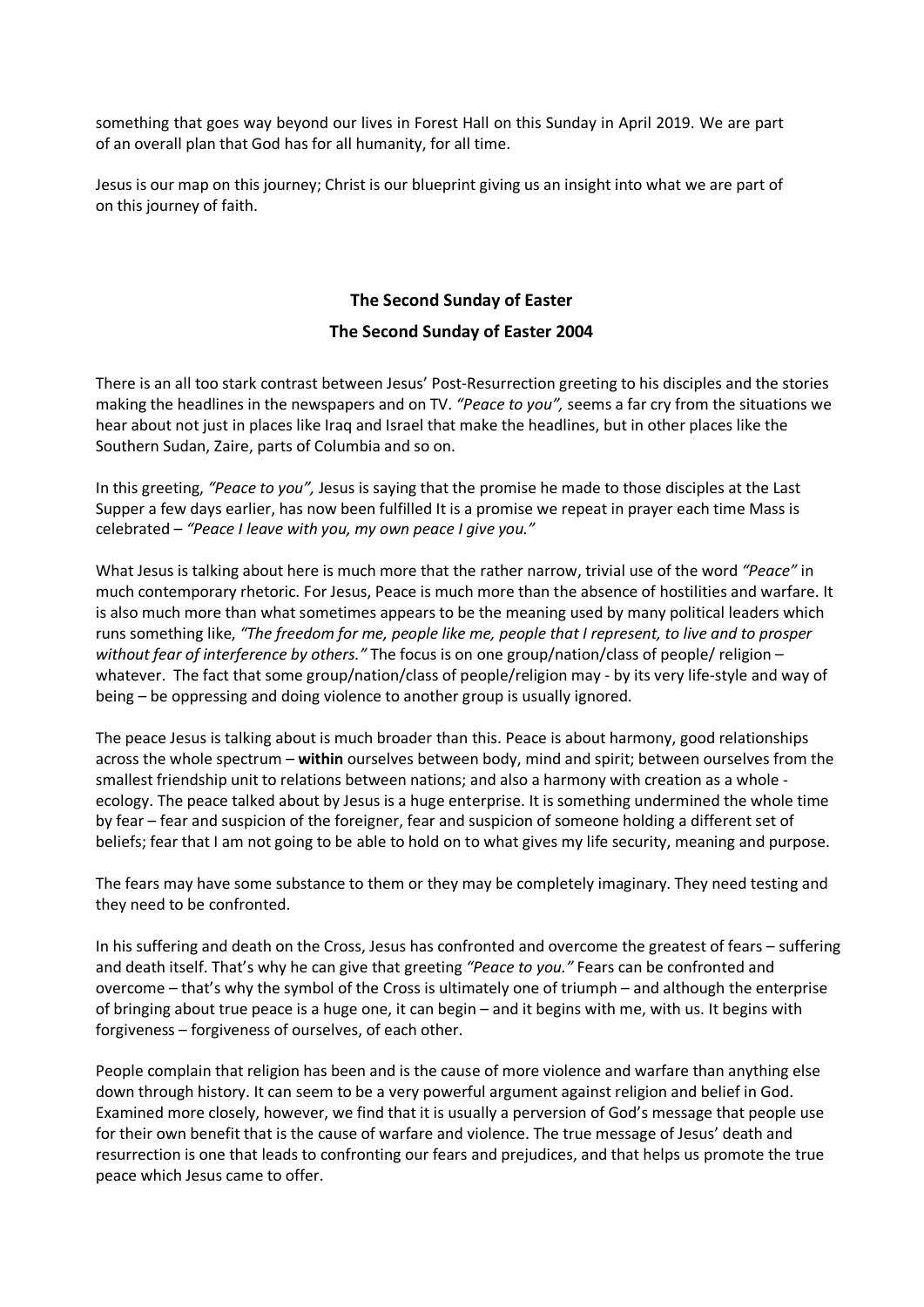something that goes way beyond our lives in Forest Hall on this Sunday in April 2019. We are part of an overall plan that God has for all humanity, for all time.

Jesus is our map on this journey; Christ is our blueprint giving us an insight into what we are part of on this journey of faith.

## The Second Sunday of Easter

### The Second Sunday of Easter 2004

There is an all too stark contrast between Jesus' Post-Resurrection greeting to his disciples and the stories making the headlines in the newspapers and on TV. *"Peace to you",* seems a far cry from the situations we hear about not just in places like Iraq and Israel that make the headlines, but in other places like the Southern Sudan, Zaire, parts of Columbia and so on.

In this greeting, *"Peace to you",* Jesus is saying that the promise he made to those disciples at the Last Supper a few days earlier, has now been fulfilled It is a promise we repeat in prayer each time Mass is celebrated – *"Peace I leave with you, my own peace I give you."*

What Jesus is talking about here is much more that the rather narrow, trivial use of the word *"Peace"* in much contemporary rhetoric. For Jesus, Peace is much more than the absence of hostilities and warfare. It is also much more than what sometimes appears to be the meaning used by many political leaders which runs something like, *"The freedom for me, people like me, people that I represent, to live and to prosper without fear of interference by others."* The focus is on one group/nation/class of people/ religion – whatever. The fact that some group/nation/class of people/religion may - by its very life-style and way of being – be oppressing and doing violence to another group is usually ignored.

The peace Jesus is talking about is much broader than this. Peace is about harmony, good relationships across the whole spectrum – **within** ourselves between body, mind and spirit; between ourselves from the smallest friendship unit to relations between nations; and also a harmony with creation as a whole - ecology. The peace talked about by Jesus is a huge enterprise. It is something undermined the whole time by fear – fear and suspicion of the foreigner, fear and suspicion of someone holding a different set of beliefs; fear that I am not going to be able to hold on to what gives my life security, meaning and purpose.

The fears may have some substance to them or they may be completely imaginary. They need testing and they need to be confronted.

In his suffering and death on the Cross, Jesus has confronted and overcome the greatest of fears – suffering and death itself. That's why he can give that greeting *"Peace to you."* Fears can be confronted and overcome – that's why the symbol of the Cross is ultimately one of triumph – and although the enterprise of bringing about true peace is a huge one, it can begin – and it begins with me, with us. It begins with forgiveness – forgiveness of ourselves, of each other.

People complain that religion has been and is the cause of more violence and warfare than anything else down through history. It can seem to be a very powerful argument against religion and belief in God. Examined more closely, however, we find that it is usually a perversion of God's message that people use for their own benefit that is the cause of warfare and violence. The true message of Jesus' death and resurrection is one that leads to confronting our fears and prejudices, and that helps us promote the true peace which Jesus came to offer.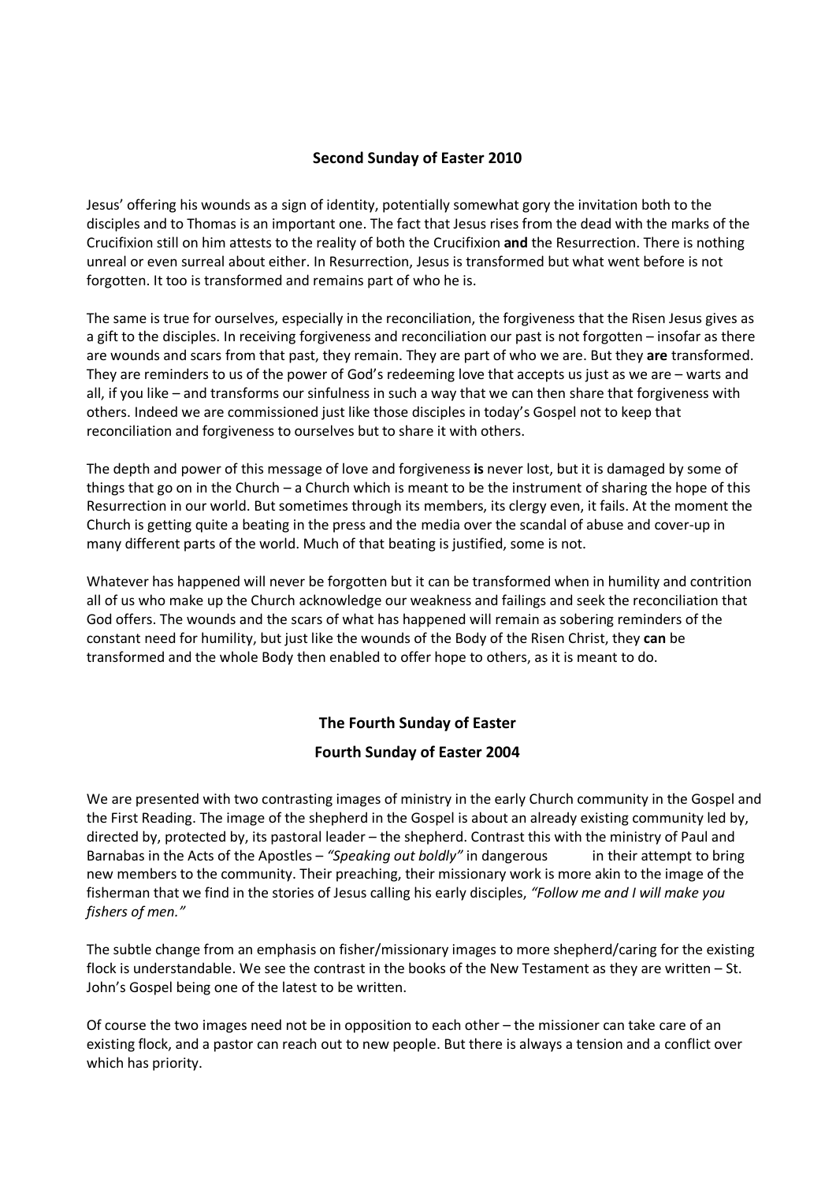## Second Sunday of Easter 2010

Jesus' offering his wounds as a sign of identity, potentially somewhat gory the invitation both to the disciples and to Thomas is an important one. The fact that Jesus rises from the dead with the marks of the Crucifixion still on him attests to the reality of both the Crucifixion **and** the Resurrection. There is nothing unreal or even surreal about either. In Resurrection, Jesus is transformed but what went before is not forgotten. It too is transformed and remains part of who he is.

The same is true for ourselves, especially in the reconciliation, the forgiveness that the Risen Jesus gives as a gift to the disciples. In receiving forgiveness and reconciliation our past is not forgotten – insofar as there are wounds and scars from that past, they remain. They are part of who we are. But they **are** transformed. They are reminders to us of the power of God's redeeming love that accepts us just as we are – warts and all, if you like – and transforms our sinfulness in such a way that we can then share that forgiveness with others. Indeed we are commissioned just like those disciples in today's Gospel not to keep that reconciliation and forgiveness to ourselves but to share it with others.

The depth and power of this message of love and forgiveness **is** never lost, but it is damaged by some of things that go on in the Church – a Church which is meant to be the instrument of sharing the hope of this Resurrection in our world. But sometimes through its members, its clergy even, it fails. At the moment the Church is getting quite a beating in the press and the media over the scandal of abuse and cover-up in many different parts of the world. Much of that beating is justified, some is not.

Whatever has happened will never be forgotten but it can be transformed when in humility and contrition all of us who make up the Church acknowledge our weakness and failings and seek the reconciliation that God offers. The wounds and the scars of what has happened will remain as sobering reminders of the constant need for humility, but just like the wounds of the Body of the Risen Christ, they **can** be transformed and the whole Body then enabled to offer hope to others, as it is meant to do.

## The Fourth Sunday of Easter

## Fourth Sunday of Easter 2004

We are presented with two contrasting images of ministry in the early Church community in the Gospel and the First Reading. The image of the shepherd in the Gospel is about an already existing community led by, directed by, protected by, its pastoral leader – the shepherd. Contrast this with the ministry of Paul and Barnabas in the Acts of the Apostles – *"Speaking out boldly"* in dangerous in their attempt to bring new members to the community. Their preaching, their missionary work is more akin to the image of the fisherman that we find in the stories of Jesus calling his early disciples, *"Follow me and I will make you fishers of men."*

The subtle change from an emphasis on fisher/missionary images to more shepherd/caring for the existing flock is understandable. We see the contrast in the books of the New Testament as they are written – St. John's Gospel being one of the latest to be written.

Of course the two images need not be in opposition to each other – the missioner can take care of an existing flock, and a pastor can reach out to new people. But there is always a tension and a conflict over which has priority.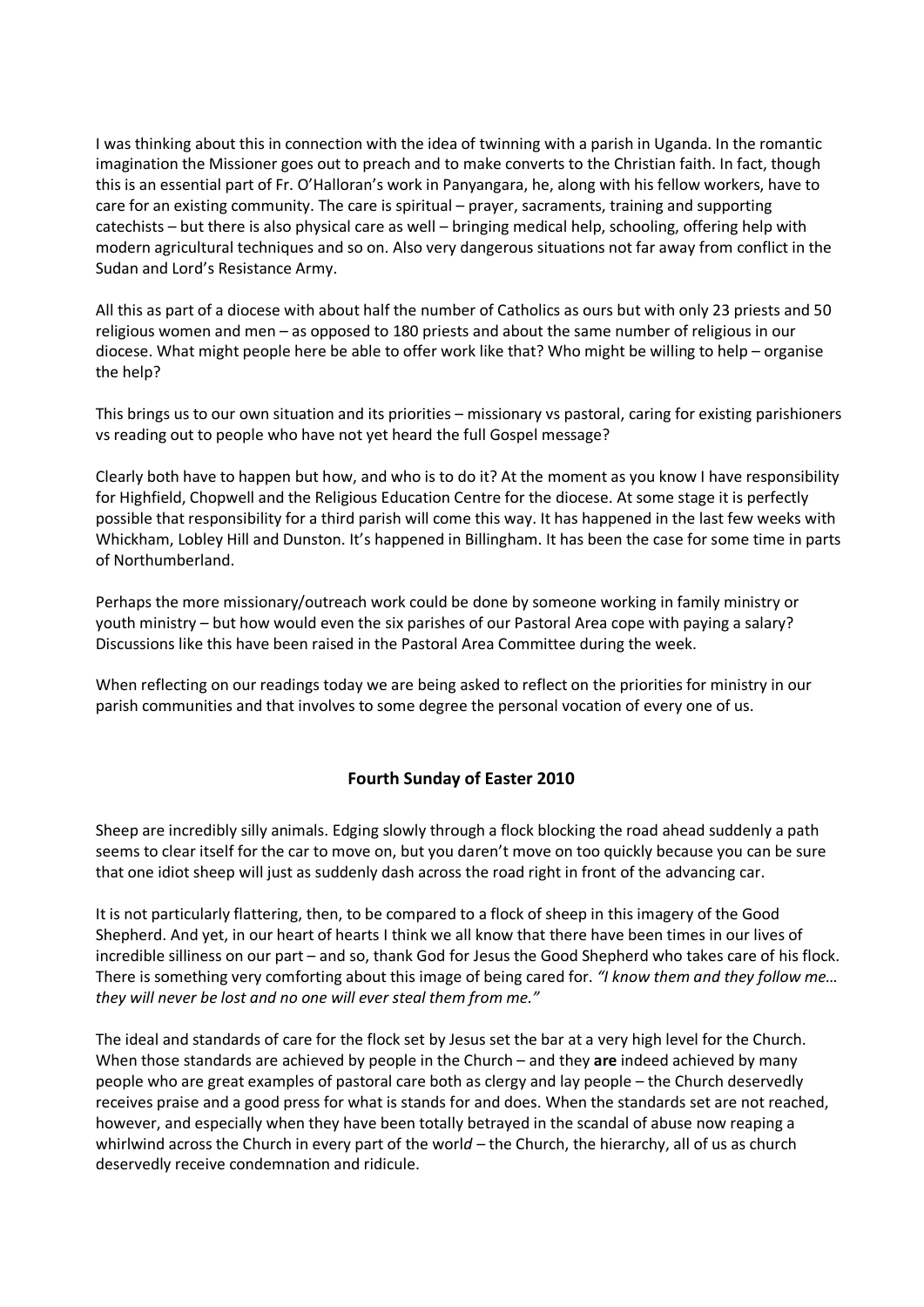I was thinking about this in connection with the idea of twinning with a parish in Uganda. In the romantic imagination the Missioner goes out to preach and to make converts to the Christian faith. In fact, though this is an essential part of Fr. O'Halloran's work in Panyangara, he, along with his fellow workers, have to care for an existing community. The care is spiritual – prayer, sacraments, training and supporting catechists – but there is also physical care as well – bringing medical help, schooling, offering help with modern agricultural techniques and so on. Also very dangerous situations not far away from conflict in the Sudan and Lord's Resistance Army.

All this as part of a diocese with about half the number of Catholics as ours but with only 23 priests and 50 religious women and men – as opposed to 180 priests and about the same number of religious in our diocese. What might people here be able to offer work like that? Who might be willing to help – organise the help?

This brings us to our own situation and its priorities – missionary vs pastoral, caring for existing parishioners vs reading out to people who have not yet heard the full Gospel message?

Clearly both have to happen but how, and who is to do it? At the moment as you know I have responsibility for Highfield, Chopwell and the Religious Education Centre for the diocese. At some stage it is perfectly possible that responsibility for a third parish will come this way. It has happened in the last few weeks with Whickham, Lobley Hill and Dunston. It's happened in Billingham. It has been the case for some time in parts of Northumberland.

Perhaps the more missionary/outreach work could be done by someone working in family ministry or youth ministry – but how would even the six parishes of our Pastoral Area cope with paying a salary? Discussions like this have been raised in the Pastoral Area Committee during the week.

When reflecting on our readings today we are being asked to reflect on the priorities for ministry in our parish communities and that involves to some degree the personal vocation of every one of us.

## Fourth Sunday of Easter 2010

Sheep are incredibly silly animals. Edging slowly through a flock blocking the road ahead suddenly a path seems to clear itself for the car to move on, but you daren't move on too quickly because you can be sure that one idiot sheep will just as suddenly dash across the road right in front of the advancing car.

It is not particularly flattering, then, to be compared to a flock of sheep in this imagery of the Good Shepherd. And yet, in our heart of hearts I think we all know that there have been times in our lives of incredible silliness on our part – and so, thank God for Jesus the Good Shepherd who takes care of his flock. There is something very comforting about this image of being cared for. *"I know them and they follow me… they will never be lost and no one will ever steal them from me."*

The ideal and standards of care for the flock set by Jesus set the bar at a very high level for the Church. When those standards are achieved by people in the Church – and they **are** indeed achieved by many people who are great examples of pastoral care both as clergy and lay people – the Church deservedly receives praise and a good press for what is stands for and does. When the standards set are not reached, however, and especially when they have been totally betrayed in the scandal of abuse now reaping a whirlwind across the Church in every part of the world – the Church, the hierarchy, all of us as church deservedly receive condemnation and ridicule.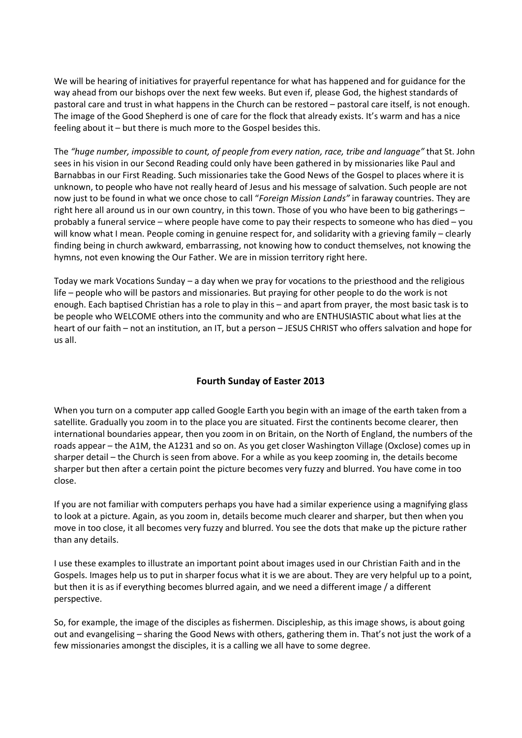We will be hearing of initiatives for prayerful repentance for what has happened and for guidance for the way ahead from our bishops over the next few weeks. But even if, please God, the highest standards of pastoral care and trust in what happens in the Church can be restored – pastoral care itself, is not enough. The image of the Good Shepherd is one of care for the flock that already exists. It's warm and has a nice feeling about it – but there is much more to the Gospel besides this.

The *"huge number, impossible to count, of people from every nation, race, tribe and language"* that St. John sees in his vision in our Second Reading could only have been gathered in by missionaries like Paul and Barnabbas in our First Reading. Such missionaries take the Good News of the Gospel to places where it is unknown, to people who have not really heard of Jesus and his message of salvation. Such people are not now just to be found in what we once chose to call "*Foreign Mission Lands"* in faraway countries. They are right here all around us in our own country, in this town. Those of you who have been to big gatherings – probably a funeral service – where people have come to pay their respects to someone who has died – you will know what I mean. People coming in genuine respect for, and solidarity with a grieving family – clearly finding being in church awkward, embarrassing, not knowing how to conduct themselves, not knowing the hymns, not even knowing the Our Father. We are in mission territory right here.

Today we mark Vocations Sunday – a day when we pray for vocations to the priesthood and the religious life – people who will be pastors and missionaries. But praying for other people to do the work is not enough. Each baptised Christian has a role to play in this – and apart from prayer, the most basic task is to be people who WELCOME others into the community and who are ENTHUSIASTIC about what lies at the heart of our faith – not an institution, an IT, but a person – JESUS CHRIST who offers salvation and hope for us all.

## Fourth Sunday of Easter 2013

When you turn on a computer app called Google Earth you begin with an image of the earth taken from a satellite. Gradually you zoom in to the place you are situated. First the continents become clearer, then international boundaries appear, then you zoom in on Britain, on the North of England, the numbers of the roads appear – the A1M, the A1231 and so on. As you get closer Washington Village (Oxclose) comes up in sharper detail – the Church is seen from above. For a while as you keep zooming in, the details become sharper but then after a certain point the picture becomes very fuzzy and blurred. You have come in too close.

If you are not familiar with computers perhaps you have had a similar experience using a magnifying glass to look at a picture. Again, as you zoom in, details become much clearer and sharper, but then when you move in too close, it all becomes very fuzzy and blurred. You see the dots that make up the picture rather than any details.

I use these examples to illustrate an important point about images used in our Christian Faith and in the Gospels. Images help us to put in sharper focus what it is we are about. They are very helpful up to a point, but then it is as if everything becomes blurred again, and we need a different image / a different perspective.

So, for example, the image of the disciples as fishermen. Discipleship, as this image shows, is about going out and evangelising – sharing the Good News with others, gathering them in. That's not just the work of a few missionaries amongst the disciples, it is a calling we all have to some degree.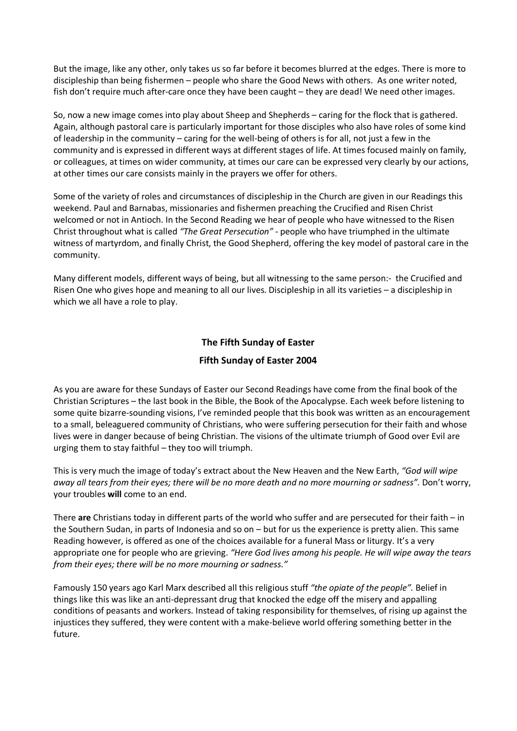But the image, like any other, only takes us so far before it becomes blurred at the edges. There is more to discipleship than being fishermen – people who share the Good News with others. As one writer noted, fish don't require much after-care once they have been caught – they are dead! We need other images.

So, now a new image comes into play about Sheep and Shepherds – caring for the flock that is gathered. Again, although pastoral care is particularly important for those disciples who also have roles of some kind of leadership in the community – caring for the well-being of others is for all, not just a few in the community and is expressed in different ways at different stages of life. At times focused mainly on family, or colleagues, at times on wider community, at times our care can be expressed very clearly by our actions, at other times our care consists mainly in the prayers we offer for others.

Some of the variety of roles and circumstances of discipleship in the Church are given in our Readings this weekend. Paul and Barnabas, missionaries and fishermen preaching the Crucified and Risen Christ welcomed or not in Antioch. In the Second Reading we hear of people who have witnessed to the Risen Christ throughout what is called *"The Great Persecution"* - people who have triumphed in the ultimate witness of martyrdom, and finally Christ, the Good Shepherd, offering the key model of pastoral care in the community.

Many different models, different ways of being, but all witnessing to the same person:- the Crucified and Risen One who gives hope and meaning to all our lives. Discipleship in all its varieties – a discipleship in which we all have a role to play.

## The Fifth Sunday of Easter

### Fifth Sunday of Easter 2004

As you are aware for these Sundays of Easter our Second Readings have come from the final book of the Christian Scriptures – the last book in the Bible, the Book of the Apocalypse. Each week before listening to some quite bizarre-sounding visions, I've reminded people that this book was written as an encouragement to a small, beleaguered community of Christians, who were suffering persecution for their faith and whose lives were in danger because of being Christian. The visions of the ultimate triumph of Good over Evil are urging them to stay faithful – they too will triumph.

This is very much the image of today's extract about the New Heaven and the New Earth, *"God will wipe away all tears from their eyes; there will be no more death and no more mourning or sadness".* Don't worry, your troubles **will** come to an end.

There **are** Christians today in different parts of the world who suffer and are persecuted for their faith – in the Southern Sudan, in parts of Indonesia and so on – but for us the experience is pretty alien. This same Reading however, is offered as one of the choices available for a funeral Mass or liturgy. It's a very appropriate one for people who are grieving. *"Here God lives among his people. He will wipe away the tears from their eyes; there will be no more mourning or sadness."*

Famously 150 years ago Karl Marx described all this religious stuff *"the opiate of the people".* Belief in things like this was like an anti-depressant drug that knocked the edge off the misery and appalling conditions of peasants and workers. Instead of taking responsibility for themselves, of rising up against the injustices they suffered, they were content with a make-believe world offering something better in the future.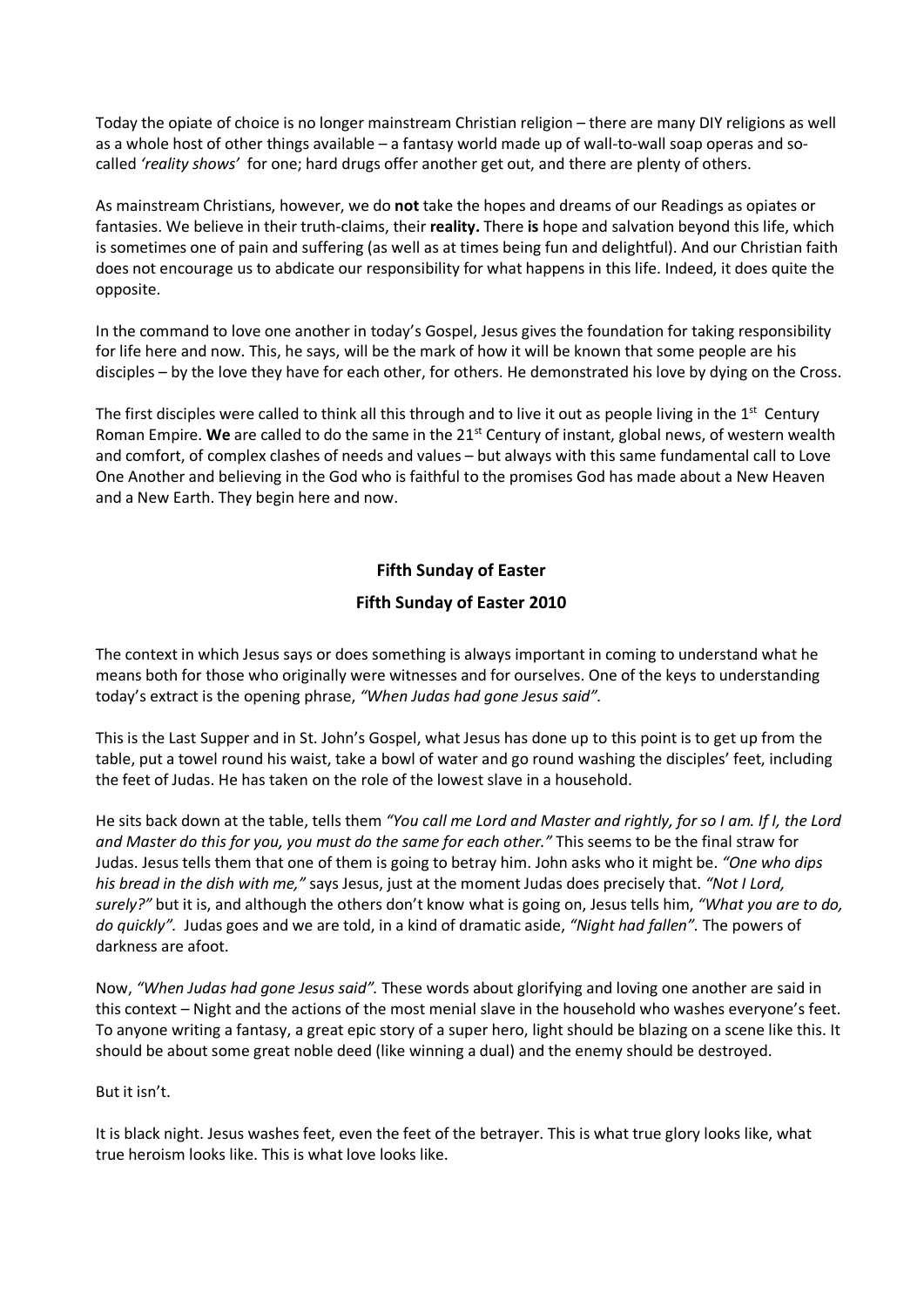Today the opiate of choice is no longer mainstream Christian religion – there are many DIY religions as well as a whole host of other things available – a fantasy world made up of wall-to-wall soap operas and so-called *'reality shows'* for one; hard drugs offer another get out, and there are plenty of others.

As mainstream Christians, however, we do **not** take the hopes and dreams of our Readings as opiates or fantasies. We believe in their truth-claims, their **reality.** There **is** hope and salvation beyond this life, which is sometimes one of pain and suffering (as well as at times being fun and delightful). And our Christian faith does not encourage us to abdicate our responsibility for what happens in this life. Indeed, it does quite the opposite.

In the command to love one another in today's Gospel, Jesus gives the foundation for taking responsibility for life here and now. This, he says, will be the mark of how it will be known that some people are his disciples – by the love they have for each other, for others. He demonstrated his love by dying on the Cross.

The first disciples were called to think all this through and to live it out as people living in the 1st Century Roman Empire. **We** are called to do the same in the 21st Century of instant, global news, of western wealth and comfort, of complex clashes of needs and values – but always with this same fundamental call to Love One Another and believing in the God who is faithful to the promises God has made about a New Heaven and a New Earth. They begin here and now.

## Fifth Sunday of Easter

### Fifth Sunday of Easter 2010

The context in which Jesus says or does something is always important in coming to understand what he means both for those who originally were witnesses and for ourselves. One of the keys to understanding today's extract is the opening phrase, *"When Judas had gone Jesus said"*.

This is the Last Supper and in St. John's Gospel, what Jesus has done up to this point is to get up from the table, put a towel round his waist, take a bowl of water and go round washing the disciples' feet, including the feet of Judas. He has taken on the role of the lowest slave in a household.

He sits back down at the table, tells them *"You call me Lord and Master and rightly, for so I am. If I, the Lord and Master do this for you, you must do the same for each other."* This seems to be the final straw for Judas. Jesus tells them that one of them is going to betray him. John asks who it might be. *"One who dips his bread in the dish with me,"* says Jesus, just at the moment Judas does precisely that. *"Not I Lord, surely?"* but it is, and although the others don't know what is going on, Jesus tells him, *"What you are to do, do quickly".* Judas goes and we are told, in a kind of dramatic aside, *"Night had fallen".* The powers of darkness are afoot.

Now, *"When Judas had gone Jesus said".* These words about glorifying and loving one another are said in this context – Night and the actions of the most menial slave in the household who washes everyone's feet. To anyone writing a fantasy, a great epic story of a super hero, light should be blazing on a scene like this. It should be about some great noble deed (like winning a dual) and the enemy should be destroyed.

But it isn't.

It is black night. Jesus washes feet, even the feet of the betrayer. This is what true glory looks like, what true heroism looks like. This is what love looks like.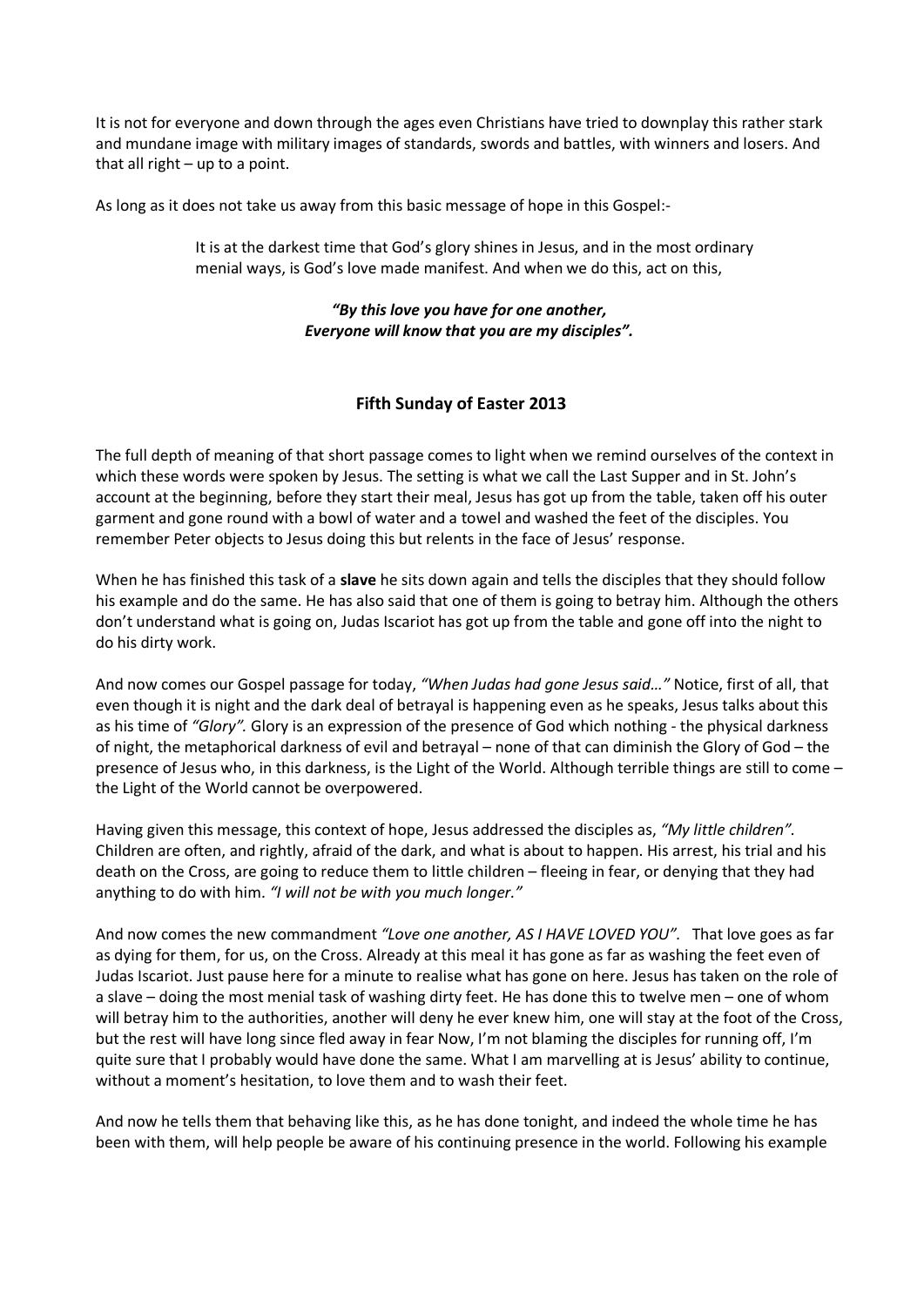It is not for everyone and down through the ages even Christians have tried to downplay this rather stark and mundane image with military images of standards, swords and battles, with winners and losers. And that all right – up to a point.

As long as it does not take us away from this basic message of hope in this Gospel:-

> It is at the darkest time that God's glory shines in Jesus, and in the most ordinary menial ways, is God's love made manifest. And when we do this, act on this,
>
> ***"By this love you have for one another,***
> ***Everyone will know that you are my disciples".***

## Fifth Sunday of Easter 2013

The full depth of meaning of that short passage comes to light when we remind ourselves of the context in which these words were spoken by Jesus. The setting is what we call the Last Supper and in St. John's account at the beginning, before they start their meal, Jesus has got up from the table, taken off his outer garment and gone round with a bowl of water and a towel and washed the feet of the disciples. You remember Peter objects to Jesus doing this but relents in the face of Jesus' response.

When he has finished this task of a **slave** he sits down again and tells the disciples that they should follow his example and do the same. He has also said that one of them is going to betray him. Although the others don't understand what is going on, Judas Iscariot has got up from the table and gone off into the night to do his dirty work.

And now comes our Gospel passage for today, *"When Judas had gone Jesus said…"* Notice, first of all, that even though it is night and the dark deal of betrayal is happening even as he speaks, Jesus talks about this as his time of *"Glory".* Glory is an expression of the presence of God which nothing - the physical darkness of night, the metaphorical darkness of evil and betrayal – none of that can diminish the Glory of God – the presence of Jesus who, in this darkness, is the Light of the World. Although terrible things are still to come – the Light of the World cannot be overpowered.

Having given this message, this context of hope, Jesus addressed the disciples as, *"My little children".* Children are often, and rightly, afraid of the dark, and what is about to happen. His arrest, his trial and his death on the Cross, are going to reduce them to little children – fleeing in fear, or denying that they had anything to do with him. *"I will not be with you much longer."*

And now comes the new commandment *"Love one another, AS I HAVE LOVED YOU"*. That love goes as far as dying for them, for us, on the Cross. Already at this meal it has gone as far as washing the feet even of Judas Iscariot. Just pause here for a minute to realise what has gone on here. Jesus has taken on the role of a slave – doing the most menial task of washing dirty feet. He has done this to twelve men – one of whom will betray him to the authorities, another will deny he ever knew him, one will stay at the foot of the Cross, but the rest will have long since fled away in fear Now, I'm not blaming the disciples for running off, I'm quite sure that I probably would have done the same. What I am marvelling at is Jesus' ability to continue, without a moment's hesitation, to love them and to wash their feet.

And now he tells them that behaving like this, as he has done tonight, and indeed the whole time he has been with them, will help people be aware of his continuing presence in the world. Following his example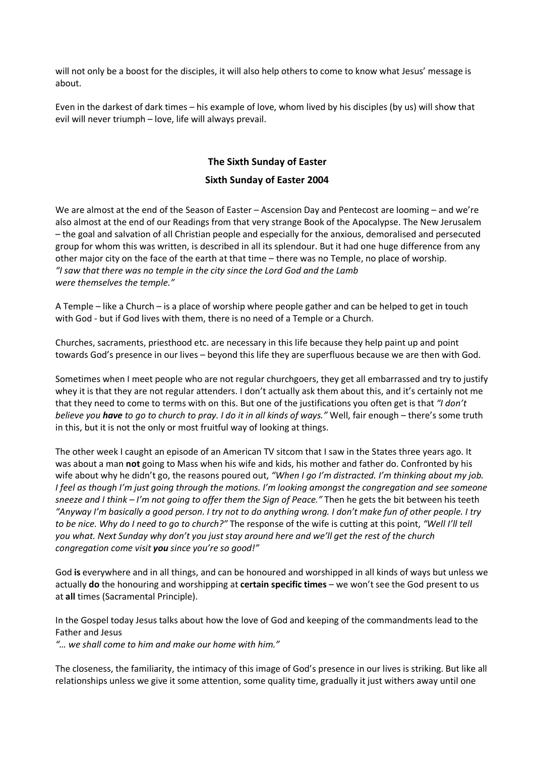will not only be a boost for the disciples, it will also help others to come to know what Jesus' message is about.

Even in the darkest of dark times – his example of love, whom lived by his disciples (by us) will show that evil will never triumph – love, life will always prevail.

## The Sixth Sunday of Easter

### Sixth Sunday of Easter 2004

We are almost at the end of the Season of Easter – Ascension Day and Pentecost are looming – and we're also almost at the end of our Readings from that very strange Book of the Apocalypse. The New Jerusalem – the goal and salvation of all Christian people and especially for the anxious, demoralised and persecuted group for whom this was written, is described in all its splendour. But it had one huge difference from any other major city on the face of the earth at that time – there was no Temple, no place of worship.
*"I saw that there was no temple in the city since the Lord God and the Lamb were themselves the temple."*

A Temple – like a Church – is a place of worship where people gather and can be helped to get in touch with God - but if God lives with them, there is no need of a Temple or a Church.

Churches, sacraments, priesthood etc. are necessary in this life because they help paint up and point towards God's presence in our lives – beyond this life they are superfluous because we are then with God.

Sometimes when I meet people who are not regular churchgoers, they get all embarrassed and try to justify whey it is that they are not regular attenders. I don't actually ask them about this, and it's certainly not me that they need to come to terms with on this. But one of the justifications you often get is that *"I don't believe you **have** to go to church to pray. I do it in all kinds of ways."* Well, fair enough – there's some truth in this, but it is not the only or most fruitful way of looking at things.

The other week I caught an episode of an American TV sitcom that I saw in the States three years ago. It was about a man **not** going to Mass when his wife and kids, his mother and father do. Confronted by his wife about why he didn't go, the reasons poured out, *"When I go I'm distracted. I'm thinking about my job. I feel as though I'm just going through the motions. I'm looking amongst the congregation and see someone sneeze and I think – I'm not going to offer them the Sign of Peace."* Then he gets the bit between his teeth *"Anyway I'm basically a good person. I try not to do anything wrong. I don't make fun of other people. I try to be nice. Why do I need to go to church?"* The response of the wife is cutting at this point, *"Well I'll tell you what. Next Sunday why don't you just stay around here and we'll get the rest of the church congregation come visit **you** since you're so good!"*

God **is** everywhere and in all things, and can be honoured and worshipped in all kinds of ways but unless we actually **do** the honouring and worshipping at **certain specific times** – we won't see the God present to us at **all** times (Sacramental Principle).

In the Gospel today Jesus talks about how the love of God and keeping of the commandments lead to the Father and Jesus
*"… we shall come to him and make our home with him."*

The closeness, the familiarity, the intimacy of this image of God's presence in our lives is striking. But like all relationships unless we give it some attention, some quality time, gradually it just withers away until one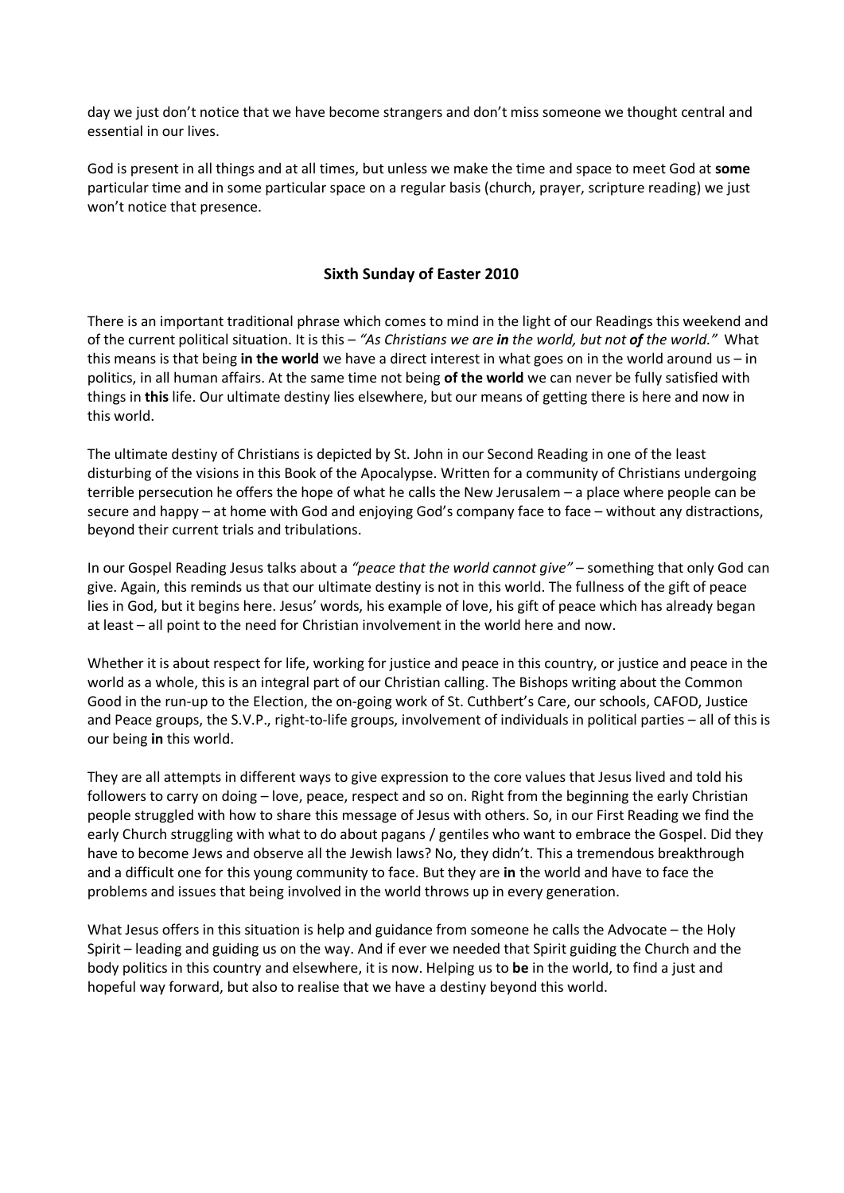day we just don't notice that we have become strangers and don't miss someone we thought central and essential in our lives.

God is present in all things and at all times, but unless we make the time and space to meet God at **some** particular time and in some particular space on a regular basis (church, prayer, scripture reading) we just won't notice that presence.

## Sixth Sunday of Easter 2010

There is an important traditional phrase which comes to mind in the light of our Readings this weekend and of the current political situation. It is this – *"As Christians we are **in** the world, but not **of** the world."* What this means is that being **in the world** we have a direct interest in what goes on in the world around us – in politics, in all human affairs. At the same time not being **of the world** we can never be fully satisfied with things in **this** life. Our ultimate destiny lies elsewhere, but our means of getting there is here and now in this world.

The ultimate destiny of Christians is depicted by St. John in our Second Reading in one of the least disturbing of the visions in this Book of the Apocalypse. Written for a community of Christians undergoing terrible persecution he offers the hope of what he calls the New Jerusalem – a place where people can be secure and happy – at home with God and enjoying God's company face to face – without any distractions, beyond their current trials and tribulations.

In our Gospel Reading Jesus talks about a *"peace that the world cannot give"* – something that only God can give. Again, this reminds us that our ultimate destiny is not in this world. The fullness of the gift of peace lies in God, but it begins here. Jesus' words, his example of love, his gift of peace which has already began at least – all point to the need for Christian involvement in the world here and now.

Whether it is about respect for life, working for justice and peace in this country, or justice and peace in the world as a whole, this is an integral part of our Christian calling. The Bishops writing about the Common Good in the run-up to the Election, the on-going work of St. Cuthbert's Care, our schools, CAFOD, Justice and Peace groups, the S.V.P., right-to-life groups, involvement of individuals in political parties – all of this is our being **in** this world.

They are all attempts in different ways to give expression to the core values that Jesus lived and told his followers to carry on doing – love, peace, respect and so on. Right from the beginning the early Christian people struggled with how to share this message of Jesus with others. So, in our First Reading we find the early Church struggling with what to do about pagans / gentiles who want to embrace the Gospel. Did they have to become Jews and observe all the Jewish laws? No, they didn't. This a tremendous breakthrough and a difficult one for this young community to face. But they are **in** the world and have to face the problems and issues that being involved in the world throws up in every generation.

What Jesus offers in this situation is help and guidance from someone he calls the Advocate – the Holy Spirit – leading and guiding us on the way. And if ever we needed that Spirit guiding the Church and the body politics in this country and elsewhere, it is now. Helping us to **be** in the world, to find a just and hopeful way forward, but also to realise that we have a destiny beyond this world.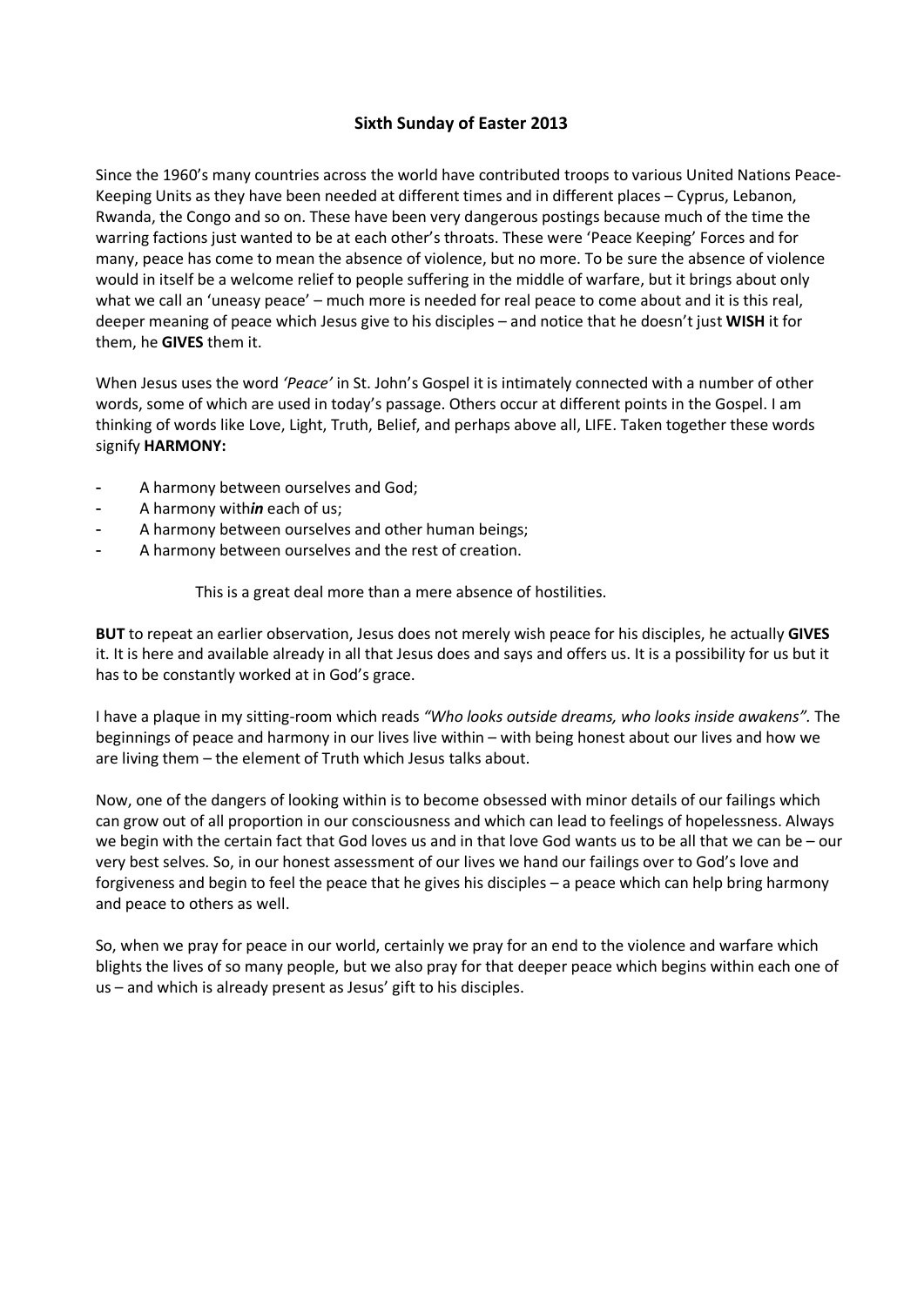# Sixth Sunday of Easter 2013

Since the 1960's many countries across the world have contributed troops to various United Nations Peace-Keeping Units as they have been needed at different times and in different places – Cyprus, Lebanon, Rwanda, the Congo and so on. These have been very dangerous postings because much of the time the warring factions just wanted to be at each other's throats. These were 'Peace Keeping' Forces and for many, peace has come to mean the absence of violence, but no more. To be sure the absence of violence would in itself be a welcome relief to people suffering in the middle of warfare, but it brings about only what we call an 'uneasy peace' – much more is needed for real peace to come about and it is this real, deeper meaning of peace which Jesus give to his disciples – and notice that he doesn't just **WISH** it for them, he **GIVES** them it.

When Jesus uses the word *'Peace'* in St. John's Gospel it is intimately connected with a number of other words, some of which are used in today's passage. Others occur at different points in the Gospel. I am thinking of words like Love, Light, Truth, Belief, and perhaps above all, LIFE. Taken together these words signify **HARMONY:**

- A harmony between ourselves and God;
- A harmony with***in*** each of us;
- A harmony between ourselves and other human beings;
- A harmony between ourselves and the rest of creation.

This is a great deal more than a mere absence of hostilities.

**BUT** to repeat an earlier observation, Jesus does not merely wish peace for his disciples, he actually **GIVES** it. It is here and available already in all that Jesus does and says and offers us. It is a possibility for us but it has to be constantly worked at in God's grace.

I have a plaque in my sitting-room which reads *"Who looks outside dreams, who looks inside awakens"*. The beginnings of peace and harmony in our lives live within – with being honest about our lives and how we are living them – the element of Truth which Jesus talks about.

Now, one of the dangers of looking within is to become obsessed with minor details of our failings which can grow out of all proportion in our consciousness and which can lead to feelings of hopelessness. Always we begin with the certain fact that God loves us and in that love God wants us to be all that we can be – our very best selves. So, in our honest assessment of our lives we hand our failings over to God's love and forgiveness and begin to feel the peace that he gives his disciples – a peace which can help bring harmony and peace to others as well.

So, when we pray for peace in our world, certainly we pray for an end to the violence and warfare which blights the lives of so many people, but we also pray for that deeper peace which begins within each one of us – and which is already present as Jesus' gift to his disciples.